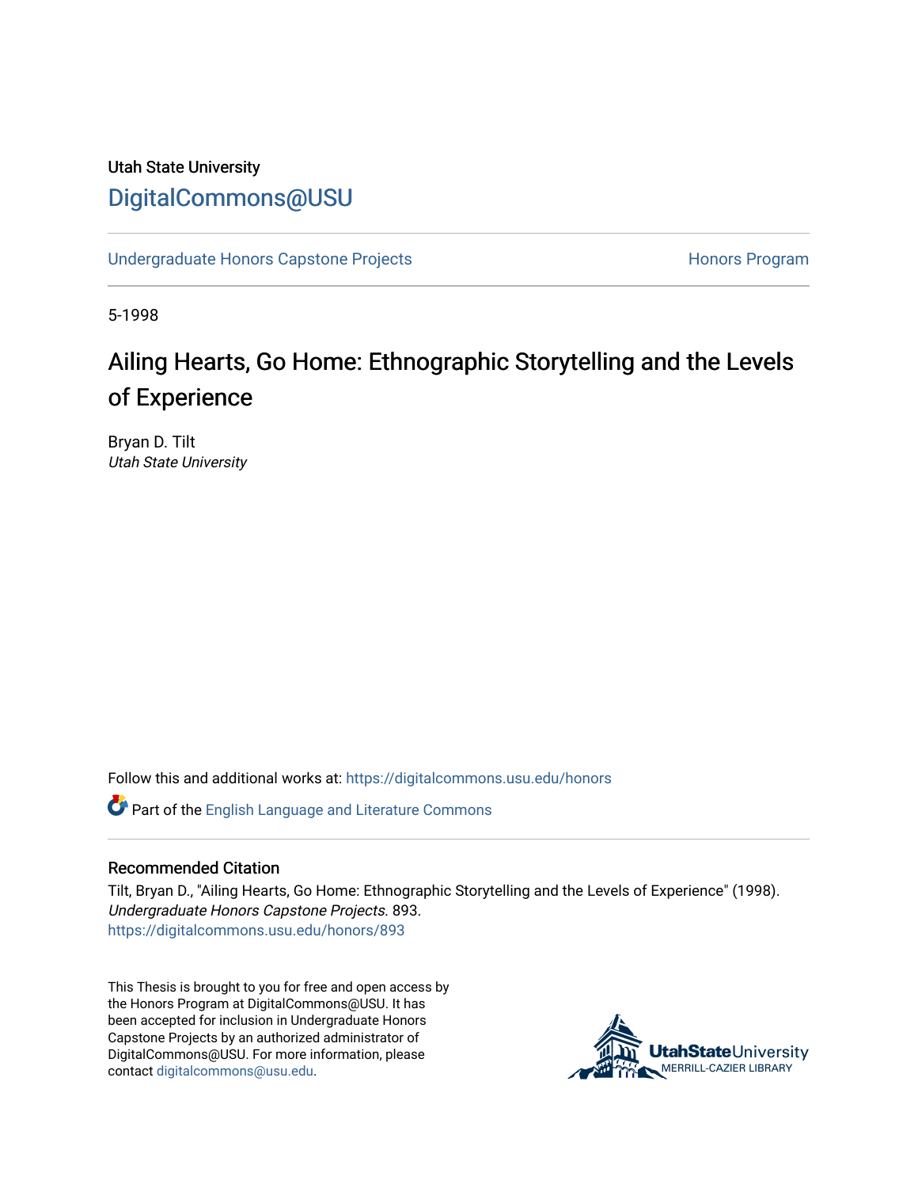Utah State University

DigitalCommons@USU

Undergraduate Honors Capstone Projects

Honors Program

5-1998

# Ailing Hearts, Go Home: Ethnographic Storytelling and the Levels of Experience

Bryan D. Tilt

*Utah State University*

Follow this and additional works at: https://digitalcommons.usu.edu/honors

Part of the English Language and Literature Commons

## Recommended Citation

Tilt, Bryan D., "Ailing Hearts, Go Home: Ethnographic Storytelling and the Levels of Experience" (1998). *Undergraduate Honors Capstone Projects*. 893.
https://digitalcommons.usu.edu/honors/893

This Thesis is brought to you for free and open access by the Honors Program at DigitalCommons@USU. It has been accepted for inclusion in Undergraduate Honors Capstone Projects by an authorized administrator of DigitalCommons@USU. For more information, please contact digitalcommons@usu.edu.

UtahStateUniversity
MERRILL-CAZIER LIBRARY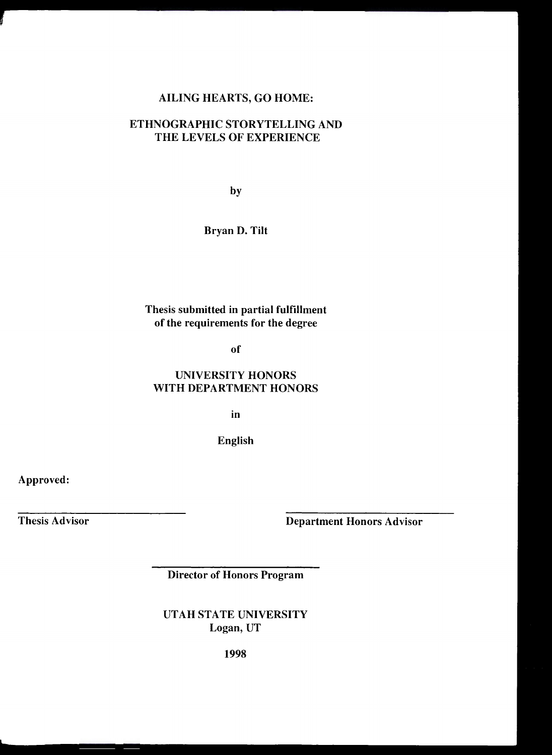# AILING HEARTS, GO HOME:

## ETHNOGRAPHIC STORYTELLING AND THE LEVELS OF EXPERIENCE

by

**Bryan D. Tilt**

**Thesis submitted in partial fulfillment of the requirements for the degree**

**of**

UNIVERSITY HONORS WITH DEPARTMENT HONORS

**in**

**English**

Approved:

______________________________
Thesis Advisor

______________________________
Department Honors Advisor

______________________________
Director of Honors Program

UTAH STATE UNIVERSITY
Logan, UT

**1998**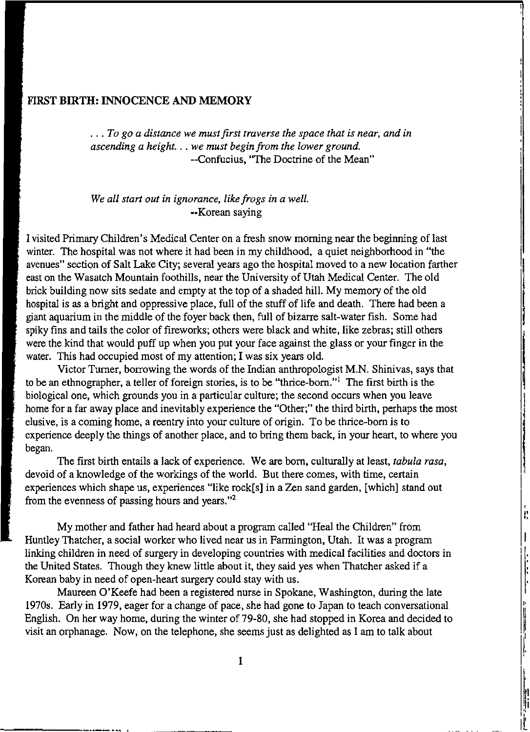## FIRST BIRTH: INNOCENCE AND MEMORY

> *. . . To go a distance we must first traverse the space that is near, and in ascending a height. . . we must begin from the lower ground.*
> --Confucius, "The Doctrine of the Mean"

> *We all start out in ignorance, like frogs in a well.*
> --Korean saying

I visited Primary Children's Medical Center on a fresh snow morning near the beginning of last winter. The hospital was not where it had been in my childhood, a quiet neighborhood in "the avenues" section of Salt Lake City; several years ago the hospital moved to a new location farther east on the Wasatch Mountain foothills, near the University of Utah Medical Center. The old brick building now sits sedate and empty at the top of a shaded hill. My memory of the old hospital is as a bright and oppressive place, full of the stuff of life and death. There had been a giant aquarium in the middle of the foyer back then, full of bizarre salt-water fish. Some had spiky fins and tails the color of fireworks; others were black and white, like zebras; still others were the kind that would puff up when you put your face against the glass or your finger in the water. This had occupied most of my attention; I was six years old.

Victor Turner, borrowing the words of the Indian anthropologist M.N. Shinivas, says that to be an ethnographer, a teller of foreign stories, is to be "thrice-born."[1] The first birth is the biological one, which grounds you in a particular culture; the second occurs when you leave home for a far away place and inevitably experience the "Other;" the third birth, perhaps the most elusive, is a coming home, a reentry into your culture of origin. To be thrice-born is to experience deeply the things of another place, and to bring them back, in your heart, to where you began.

The first birth entails a lack of experience. We are born, culturally at least, *tabula rasa*, devoid of a knowledge of the workings of the world. But there comes, with time, certain experiences which shape us, experiences "like rock[s] in a Zen sand garden, [which] stand out from the evenness of passing hours and years."[2]

My mother and father had heard about a program called "Heal the Children" from Huntley Thatcher, a social worker who lived near us in Farmington, Utah. It was a program linking children in need of surgery in developing countries with medical facilities and doctors in the United States. Though they knew little about it, they said yes when Thatcher asked if a Korean baby in need of open-heart surgery could stay with us.

Maureen O'Keefe had been a registered nurse in Spokane, Washington, during the late 1970s. Early in 1979, eager for a change of pace, she had gone to Japan to teach conversational English. On her way home, during the winter of 79-80, she had stopped in Korea and decided to visit an orphanage. Now, on the telephone, she seems just as delighted as I am to talk about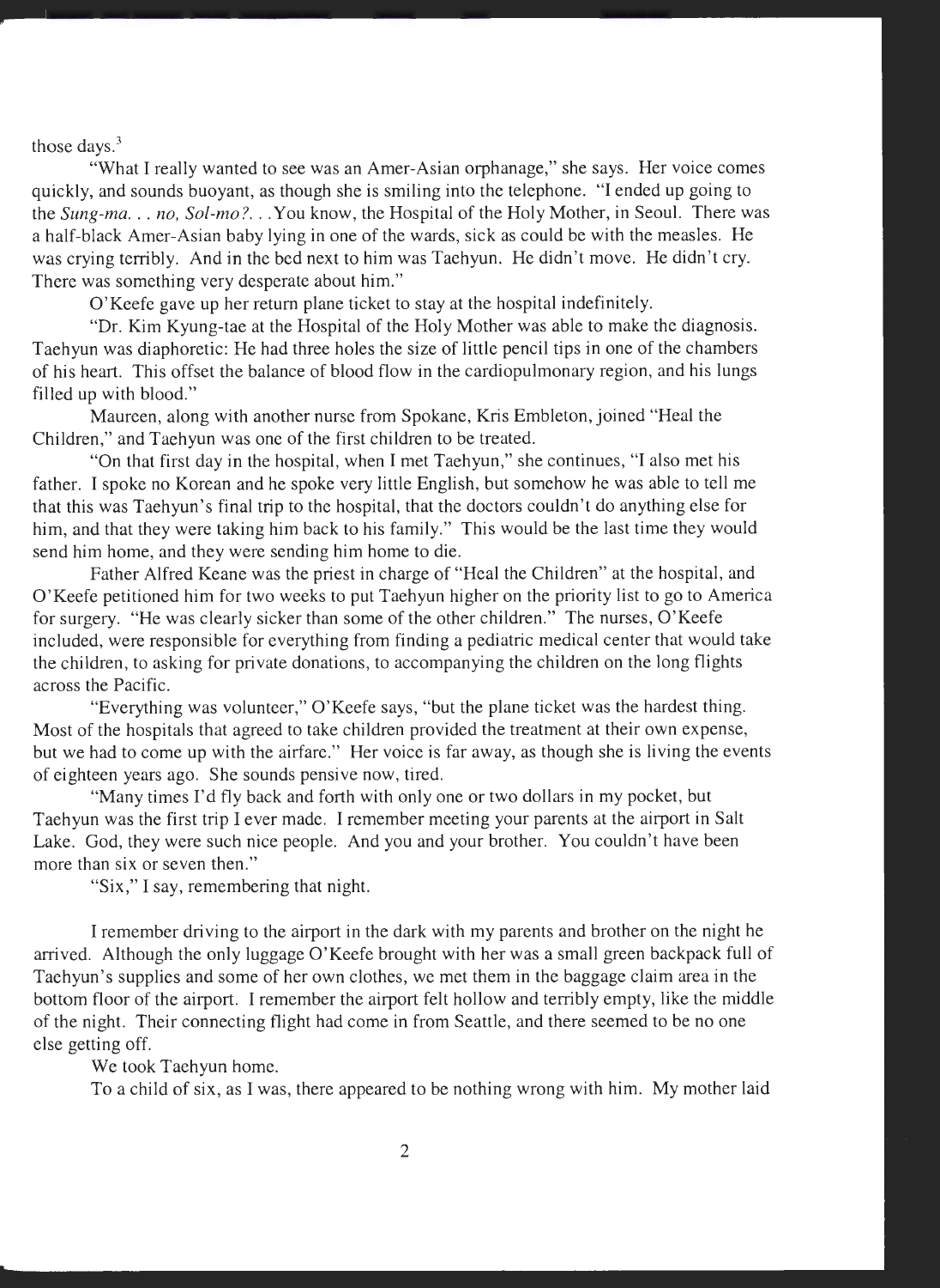those days.[3]

"What I really wanted to see was an Amer-Asian orphanage," she says. Her voice comes quickly, and sounds buoyant, as though she is smiling into the telephone. "I ended up going to the *Sung-ma. . . no, Sol-mo?. . .* You know, the Hospital of the Holy Mother, in Seoul. There was a half-black Amer-Asian baby lying in one of the wards, sick as could be with the measles. He was crying terribly. And in the bed next to him was Taehyun. He didn't move. He didn't cry. There was something very desperate about him."

O'Keefe gave up her return plane ticket to stay at the hospital indefinitely.

"Dr. Kim Kyung-tae at the Hospital of the Holy Mother was able to make the diagnosis. Taehyun was diaphoretic: He had three holes the size of little pencil tips in one of the chambers of his heart. This offset the balance of blood flow in the cardiopulmonary region, and his lungs filled up with blood."

Maureen, along with another nurse from Spokane, Kris Embleton, joined "Heal the Children," and Taehyun was one of the first children to be treated.

"On that first day in the hospital, when I met Taehyun," she continues, "I also met his father. I spoke no Korean and he spoke very little English, but somehow he was able to tell me that this was Taehyun's final trip to the hospital, that the doctors couldn't do anything else for him, and that they were taking him back to his family." This would be the last time they would send him home, and they were sending him home to die.

Father Alfred Keane was the priest in charge of "Heal the Children" at the hospital, and O'Keefe petitioned him for two weeks to put Taehyun higher on the priority list to go to America for surgery. "He was clearly sicker than some of the other children." The nurses, O'Keefe included, were responsible for everything from finding a pediatric medical center that would take the children, to asking for private donations, to accompanying the children on the long flights across the Pacific.

"Everything was volunteer," O'Keefe says, "but the plane ticket was the hardest thing. Most of the hospitals that agreed to take children provided the treatment at their own expense, but we had to come up with the airfare." Her voice is far away, as though she is living the events of eighteen years ago. She sounds pensive now, tired.

"Many times I'd fly back and forth with only one or two dollars in my pocket, but Taehyun was the first trip I ever made. I remember meeting your parents at the airport in Salt Lake. God, they were such nice people. And you and your brother. You couldn't have been more than six or seven then."

"Six," I say, remembering that night.

I remember driving to the airport in the dark with my parents and brother on the night he arrived. Although the only luggage O'Keefe brought with her was a small green backpack full of Taehyun's supplies and some of her own clothes, we met them in the baggage claim area in the bottom floor of the airport. I remember the airport felt hollow and terribly empty, like the middle of the night. Their connecting flight had come in from Seattle, and there seemed to be no one else getting off.

We took Taehyun home.

To a child of six, as I was, there appeared to be nothing wrong with him. My mother laid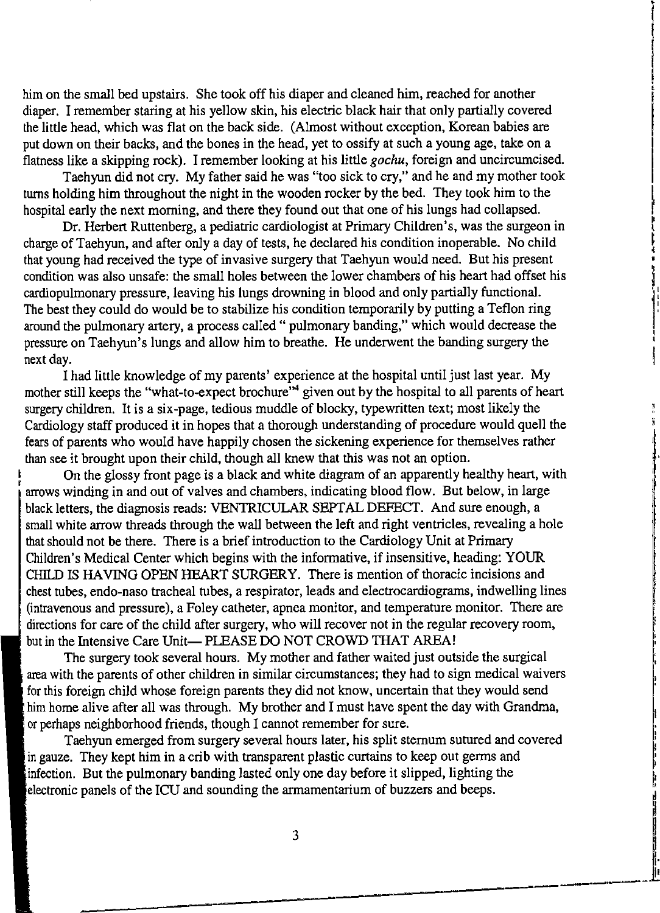him on the small bed upstairs. She took off his diaper and cleaned him, reached for another diaper. I remember staring at his yellow skin, his electric black hair that only partially covered the little head, which was flat on the back side. (Almost without exception, Korean babies are put down on their backs, and the bones in the head, yet to ossify at such a young age, take on a flatness like a skipping rock). I remember looking at his little *gochu*, foreign and uncircumcised.

Taehyun did not cry. My father said he was "too sick to cry," and he and my mother took turns holding him throughout the night in the wooden rocker by the bed. They took him to the hospital early the next morning, and there they found out that one of his lungs had collapsed.

Dr. Herbert Ruttenberg, a pediatric cardiologist at Primary Children's, was the surgeon in charge of Taehyun, and after only a day of tests, he declared his condition inoperable. No child that young had received the type of invasive surgery that Taehyun would need. But his present condition was also unsafe: the small holes between the lower chambers of his heart had offset his cardiopulmonary pressure, leaving his lungs drowning in blood and only partially functional. The best they could do would be to stabilize his condition temporarily by putting a Teflon ring around the pulmonary artery, a process called " pulmonary banding," which would decrease the pressure on Taehyun's lungs and allow him to breathe. He underwent the banding surgery the next day.

I had little knowledge of my parents' experience at the hospital until just last year. My mother still keeps the "what-to-expect brochure"[4] given out by the hospital to all parents of heart surgery children. It is a six-page, tedious muddle of blocky, typewritten text; most likely the Cardiology staff produced it in hopes that a thorough understanding of procedure would quell the fears of parents who would have happily chosen the sickening experience for themselves rather than see it brought upon their child, though all knew that this was not an option.

On the glossy front page is a black and white diagram of an apparently healthy heart, with arrows winding in and out of valves and chambers, indicating blood flow. But below, in large black letters, the diagnosis reads: VENTRICULAR SEPTAL DEFECT. And sure enough, a small white arrow threads through the wall between the left and right ventricles, revealing a hole that should not be there. There is a brief introduction to the Cardiology Unit at Primary Children's Medical Center which begins with the informative, if insensitive, heading: YOUR CHILD IS HAVING OPEN HEART SURGERY. There is mention of thoracic incisions and chest tubes, endo-naso tracheal tubes, a respirator, leads and electrocardiograms, indwelling lines (intravenous and pressure), a Foley catheter, apnea monitor, and temperature monitor. There are directions for care of the child after surgery, who will recover not in the regular recovery room, but in the Intensive Care Unit— PLEASE DO NOT CROWD THAT AREA!

The surgery took several hours. My mother and father waited just outside the surgical area with the parents of other children in similar circumstances; they had to sign medical waivers for this foreign child whose foreign parents they did not know, uncertain that they would send him home alive after all was through. My brother and I must have spent the day with Grandma, or perhaps neighborhood friends, though I cannot remember for sure.

Taehyun emerged from surgery several hours later, his split sternum sutured and covered in gauze. They kept him in a crib with transparent plastic curtains to keep out germs and infection. But the pulmonary banding lasted only one day before it slipped, lighting the electronic panels of the ICU and sounding the armamentarium of buzzers and beeps.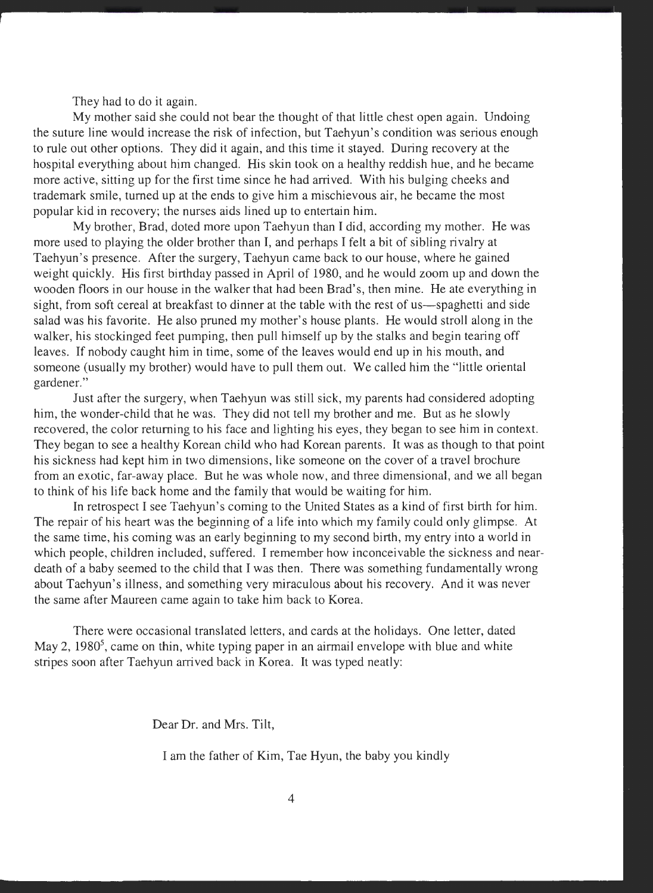They had to do it again.

My mother said she could not bear the thought of that little chest open again. Undoing the suture line would increase the risk of infection, but Taehyun's condition was serious enough to rule out other options. They did it again, and this time it stayed. During recovery at the hospital everything about him changed. His skin took on a healthy reddish hue, and he became more active, sitting up for the first time since he had arrived. With his bulging cheeks and trademark smile, turned up at the ends to give him a mischievous air, he became the most popular kid in recovery; the nurses aids lined up to entertain him.

My brother, Brad, doted more upon Taehyun than I did, according my mother. He was more used to playing the older brother than I, and perhaps I felt a bit of sibling rivalry at Taehyun's presence. After the surgery, Taehyun came back to our house, where he gained weight quickly. His first birthday passed in April of 1980, and he would zoom up and down the wooden floors in our house in the walker that had been Brad's, then mine. He ate everything in sight, from soft cereal at breakfast to dinner at the table with the rest of us—spaghetti and side salad was his favorite. He also pruned my mother's house plants. He would stroll along in the walker, his stockinged feet pumping, then pull himself up by the stalks and begin tearing off leaves. If nobody caught him in time, some of the leaves would end up in his mouth, and someone (usually my brother) would have to pull them out. We called him the "little oriental gardener."

Just after the surgery, when Taehyun was still sick, my parents had considered adopting him, the wonder-child that he was. They did not tell my brother and me. But as he slowly recovered, the color returning to his face and lighting his eyes, they began to see him in context. They began to see a healthy Korean child who had Korean parents. It was as though to that point his sickness had kept him in two dimensions, like someone on the cover of a travel brochure from an exotic, far-away place. But he was whole now, and three dimensional, and we all began to think of his life back home and the family that would be waiting for him.

In retrospect I see Taehyun's coming to the United States as a kind of first birth for him. The repair of his heart was the beginning of a life into which my family could only glimpse. At the same time, his coming was an early beginning to my second birth, my entry into a world in which people, children included, suffered. I remember how inconceivable the sickness and near-death of a baby seemed to the child that I was then. There was something fundamentally wrong about Taehyun's illness, and something very miraculous about his recovery. And it was never the same after Maureen came again to take him back to Korea.

There were occasional translated letters, and cards at the holidays. One letter, dated May 2, 1980[5], came on thin, white typing paper in an airmail envelope with blue and white stripes soon after Taehyun arrived back in Korea. It was typed neatly:

> Dear Dr. and Mrs. Tilt,
>
> I am the father of Kim, Tae Hyun, the baby you kindly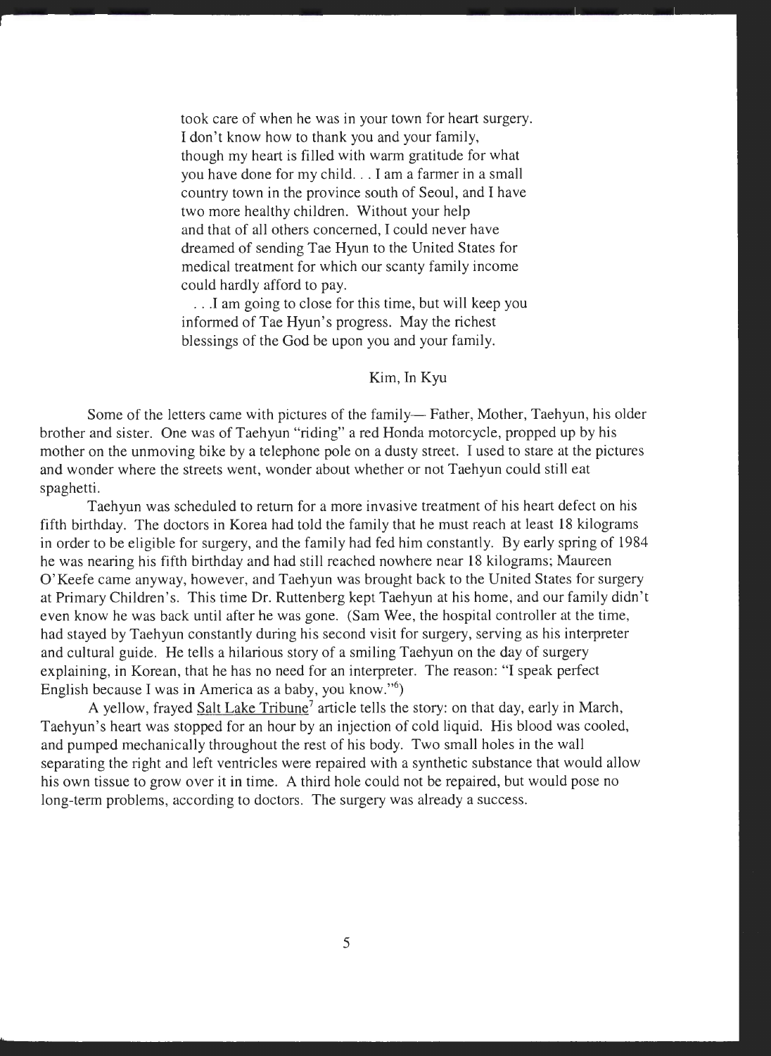> took care of when he was in your town for heart surgery. I don't know how to thank you and your family, though my heart is filled with warm gratitude for what you have done for my child. . . I am a farmer in a small country town in the province south of Seoul, and I have two more healthy children. Without your help and that of all others concerned, I could never have dreamed of sending Tae Hyun to the United States for medical treatment for which our scanty family income could hardly afford to pay.
>
> . . .I am going to close for this time, but will keep you informed of Tae Hyun's progress. May the richest blessings of the God be upon you and your family.
>
> Kim, In Kyu

Some of the letters came with pictures of the family— Father, Mother, Taehyun, his older brother and sister. One was of Taehyun "riding" a red Honda motorcycle, propped up by his mother on the unmoving bike by a telephone pole on a dusty street. I used to stare at the pictures and wonder where the streets went, wonder about whether or not Taehyun could still eat spaghetti.

Taehyun was scheduled to return for a more invasive treatment of his heart defect on his fifth birthday. The doctors in Korea had told the family that he must reach at least 18 kilograms in order to be eligible for surgery, and the family had fed him constantly. By early spring of 1984 he was nearing his fifth birthday and had still reached nowhere near 18 kilograms; Maureen O'Keefe came anyway, however, and Taehyun was brought back to the United States for surgery at Primary Children's. This time Dr. Ruttenberg kept Taehyun at his home, and our family didn't even know he was back until after he was gone. (Sam Wee, the hospital controller at the time, had stayed by Taehyun constantly during his second visit for surgery, serving as his interpreter and cultural guide. He tells a hilarious story of a smiling Taehyun on the day of surgery explaining, in Korean, that he has no need for an interpreter. The reason: "I speak perfect English because I was in America as a baby, you know."[6])

A yellow, frayed Salt Lake Tribune[7] article tells the story: on that day, early in March, Taehyun's heart was stopped for an hour by an injection of cold liquid. His blood was cooled, and pumped mechanically throughout the rest of his body. Two small holes in the wall separating the right and left ventricles were repaired with a synthetic substance that would allow his own tissue to grow over it in time. A third hole could not be repaired, but would pose no long-term problems, according to doctors. The surgery was already a success.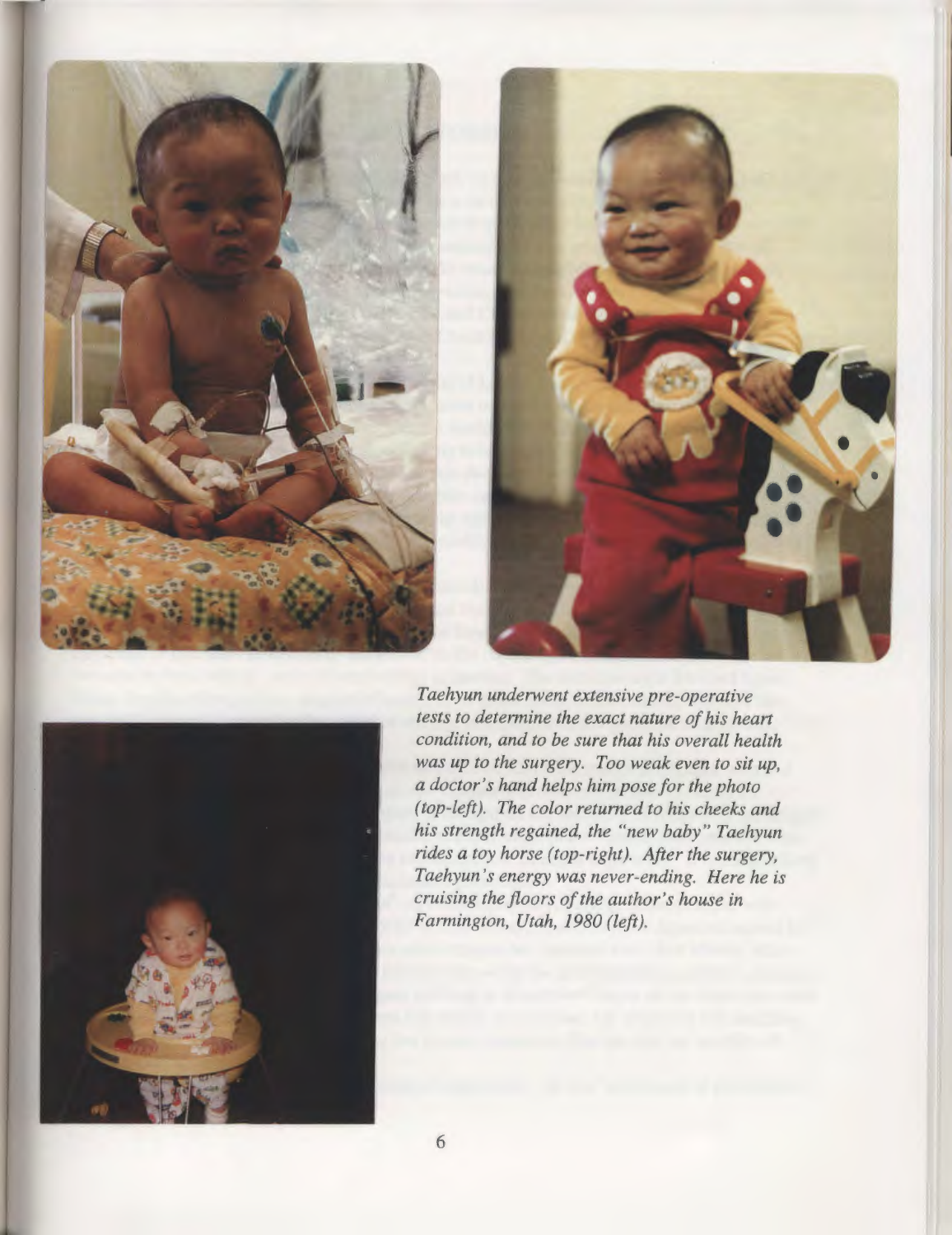*Taehyun underwent extensive pre-operative tests to determine the exact nature of his heart condition, and to be sure that his overall health was up to the surgery. Too weak even to sit up, a doctor's hand helps him pose for the photo (top-left). The color returned to his cheeks and his strength regained, the "new baby" Taehyun rides a toy horse (top-right). After the surgery, Taehyun's energy was never-ending. Here he is cruising the floors of the author's house in Farmington, Utah, 1980 (left).*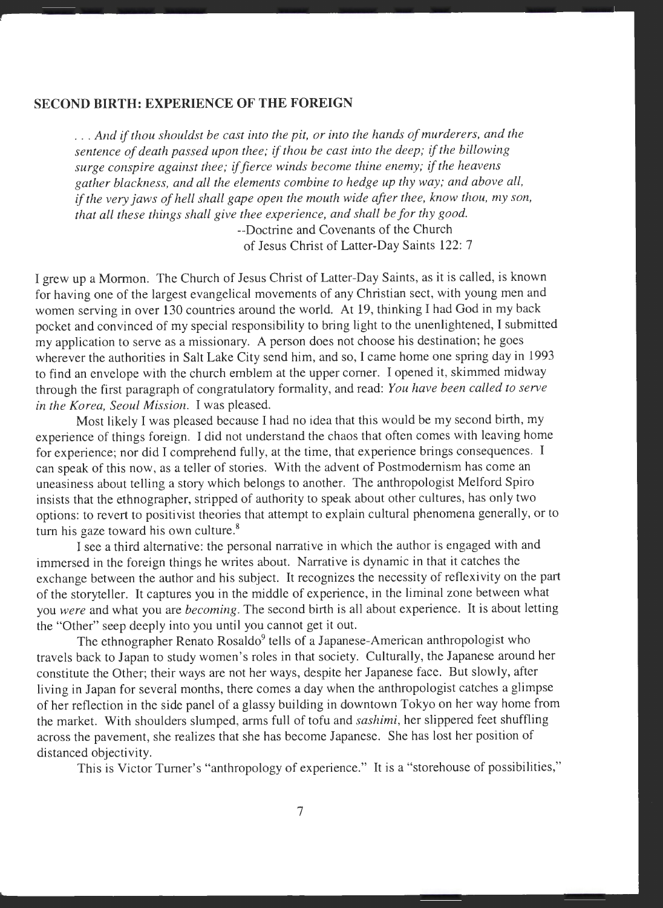## SECOND BIRTH: EXPERIENCE OF THE FOREIGN

> *. . . And if thou shouldst be cast into the pit, or into the hands of murderers, and the sentence of death passed upon thee; if thou be cast into the deep; if the billowing surge conspire against thee; if fierce winds become thine enemy; if the heavens gather blackness, and all the elements combine to hedge up thy way; and above all, if the very jaws of hell shall gape open the mouth wide after thee, know thou, my son, that all these things shall give thee experience, and shall be for thy good.*
>
> --Doctrine and Covenants of the Church of Jesus Christ of Latter-Day Saints 122: 7

I grew up a Mormon. The Church of Jesus Christ of Latter-Day Saints, as it is called, is known for having one of the largest evangelical movements of any Christian sect, with young men and women serving in over 130 countries around the world. At 19, thinking I had God in my back pocket and convinced of my special responsibility to bring light to the unenlightened, I submitted my application to serve as a missionary. A person does not choose his destination; he goes wherever the authorities in Salt Lake City send him, and so, I came home one spring day in 1993 to find an envelope with the church emblem at the upper corner. I opened it, skimmed midway through the first paragraph of congratulatory formality, and read: *You have been called to serve in the Korea, Seoul Mission.* I was pleased.

Most likely I was pleased because I had no idea that this would be my second birth, my experience of things foreign. I did not understand the chaos that often comes with leaving home for experience; nor did I comprehend fully, at the time, that experience brings consequences. I can speak of this now, as a teller of stories. With the advent of Postmodernism has come an uneasiness about telling a story which belongs to another. The anthropologist Melford Spiro insists that the ethnographer, stripped of authority to speak about other cultures, has only two options: to revert to positivist theories that attempt to explain cultural phenomena generally, or to turn his gaze toward his own culture.[8]

I see a third alternative: the personal narrative in which the author is engaged with and immersed in the foreign things he writes about. Narrative is dynamic in that it catches the exchange between the author and his subject. It recognizes the necessity of reflexivity on the part of the storyteller. It captures you in the middle of experience, in the liminal zone between what you *were* and what you are *becoming*. The second birth is all about experience. It is about letting the "Other" seep deeply into you until you cannot get it out.

The ethnographer Renato Rosaldo[9] tells of a Japanese-American anthropologist who travels back to Japan to study women's roles in that society. Culturally, the Japanese around her constitute the Other; their ways are not her ways, despite her Japanese face. But slowly, after living in Japan for several months, there comes a day when the anthropologist catches a glimpse of her reflection in the side panel of a glassy building in downtown Tokyo on her way home from the market. With shoulders slumped, arms full of tofu and *sashimi*, her slippered feet shuffling across the pavement, she realizes that she has become Japanese. She has lost her position of distanced objectivity.

This is Victor Turner's "anthropology of experience." It is a "storehouse of possibilities,"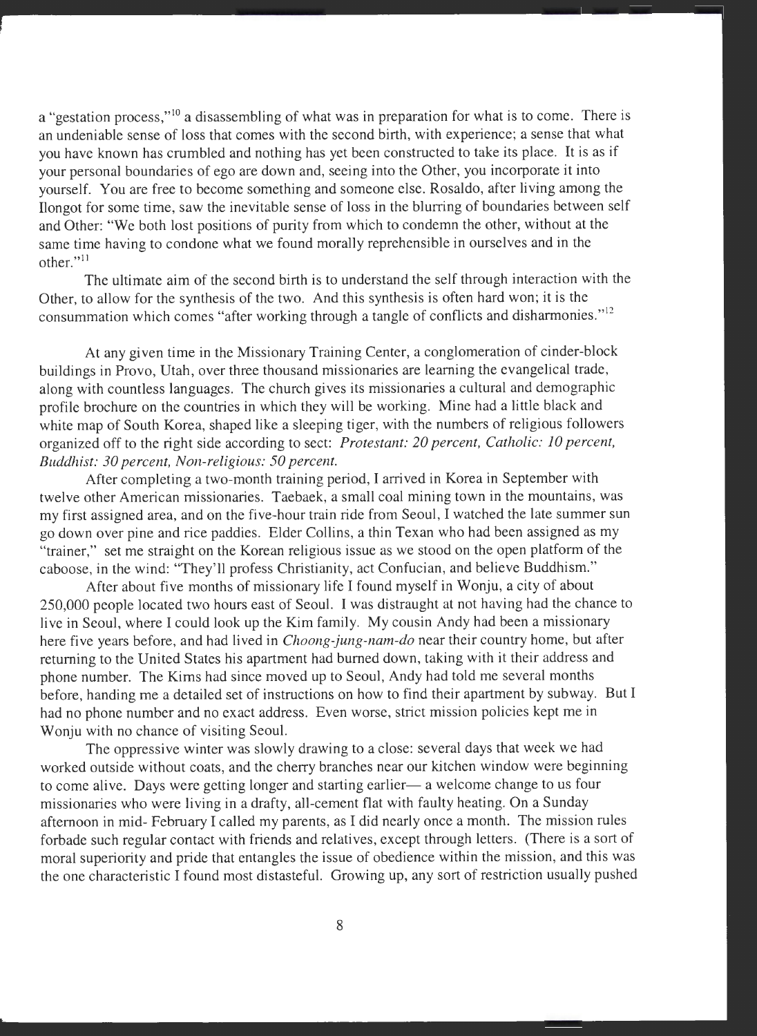a "gestation process,"[10] a disassembling of what was in preparation for what is to come. There is an undeniable sense of loss that comes with the second birth, with experience; a sense that what you have known has crumbled and nothing has yet been constructed to take its place. It is as if your personal boundaries of ego are down and, seeing into the Other, you incorporate it into yourself. You are free to become something and someone else. Rosaldo, after living among the Ilongot for some time, saw the inevitable sense of loss in the blurring of boundaries between self and Other: "We both lost positions of purity from which to condemn the other, without at the same time having to condone what we found morally reprehensible in ourselves and in the other."[11]

The ultimate aim of the second birth is to understand the self through interaction with the Other, to allow for the synthesis of the two. And this synthesis is often hard won; it is the consummation which comes "after working through a tangle of conflicts and disharmonies."[12]

At any given time in the Missionary Training Center, a conglomeration of cinder-block buildings in Provo, Utah, over three thousand missionaries are learning the evangelical trade, along with countless languages. The church gives its missionaries a cultural and demographic profile brochure on the countries in which they will be working. Mine had a little black and white map of South Korea, shaped like a sleeping tiger, with the numbers of religious followers organized off to the right side according to sect: *Protestant: 20 percent, Catholic: 10 percent, Buddhist: 30 percent, Non-religious: 50 percent.*

After completing a two-month training period, I arrived in Korea in September with twelve other American missionaries. Taebaek, a small coal mining town in the mountains, was my first assigned area, and on the five-hour train ride from Seoul, I watched the late summer sun go down over pine and rice paddies. Elder Collins, a thin Texan who had been assigned as my "trainer," set me straight on the Korean religious issue as we stood on the open platform of the caboose, in the wind: "They'll profess Christianity, act Confucian, and believe Buddhism."

After about five months of missionary life I found myself in Wonju, a city of about 250,000 people located two hours east of Seoul. I was distraught at not having had the chance to live in Seoul, where I could look up the Kim family. My cousin Andy had been a missionary here five years before, and had lived in *Choong-jung-nam-do* near their country home, but after returning to the United States his apartment had burned down, taking with it their address and phone number. The Kims had since moved up to Seoul, Andy had told me several months before, handing me a detailed set of instructions on how to find their apartment by subway. But I had no phone number and no exact address. Even worse, strict mission policies kept me in Wonju with no chance of visiting Seoul.

The oppressive winter was slowly drawing to a close: several days that week we had worked outside without coats, and the cherry branches near our kitchen window were beginning to come alive. Days were getting longer and starting earlier— a welcome change to us four missionaries who were living in a drafty, all-cement flat with faulty heating. On a Sunday afternoon in mid- February I called my parents, as I did nearly once a month. The mission rules forbade such regular contact with friends and relatives, except through letters. (There is a sort of moral superiority and pride that entangles the issue of obedience within the mission, and this was the one characteristic I found most distasteful. Growing up, any sort of restriction usually pushed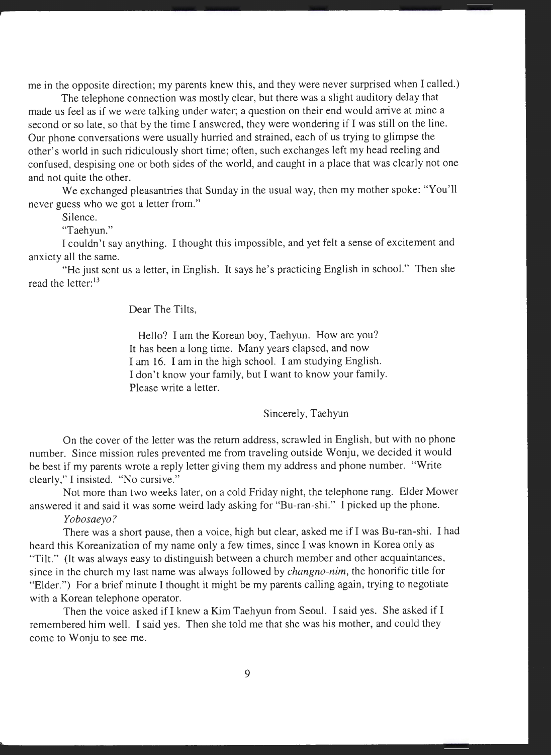me in the opposite direction; my parents knew this, and they were never surprised when I called.)

The telephone connection was mostly clear, but there was a slight auditory delay that made us feel as if we were talking under water; a question on their end would arrive at mine a second or so late, so that by the time I answered, they were wondering if I was still on the line. Our phone conversations were usually hurried and strained, each of us trying to glimpse the other's world in such ridiculously short time; often, such exchanges left my head reeling and confused, despising one or both sides of the world, and caught in a place that was clearly not one and not quite the other.

We exchanged pleasantries that Sunday in the usual way, then my mother spoke: "You'll never guess who we got a letter from."

Silence.

"Taehyun."

I couldn't say anything. I thought this impossible, and yet felt a sense of excitement and anxiety all the same.

"He just sent us a letter, in English. It says he's practicing English in school." Then she read the letter:[13]

> Dear The Tilts,
>
> Hello? I am the Korean boy, Taehyun. How are you?
> It has been a long time. Many years elapsed, and now
> I am 16. I am in the high school. I am studying English.
> I don't know your family, but I want to know your family.
> Please write a letter.
>
> Sincerely, Taehyun

On the cover of the letter was the return address, scrawled in English, but with no phone number. Since mission rules prevented me from traveling outside Wonju, we decided it would be best if my parents wrote a reply letter giving them my address and phone number. "Write clearly," I insisted. "No cursive."

Not more than two weeks later, on a cold Friday night, the telephone rang. Elder Mower answered it and said it was some weird lady asking for "Bu-ran-shi." I picked up the phone.

*Yobosaeyo?*

There was a short pause, then a voice, high but clear, asked me if I was Bu-ran-shi. I had heard this Koreanization of my name only a few times, since I was known in Korea only as "Tilt." (It was always easy to distinguish between a church member and other acquaintances, since in the church my last name was always followed by *changno-nim*, the honorific title for "Elder.") For a brief minute I thought it might be my parents calling again, trying to negotiate with a Korean telephone operator.

Then the voice asked if I knew a Kim Taehyun from Seoul. I said yes. She asked if I remembered him well. I said yes. Then she told me that she was his mother, and could they come to Wonju to see me.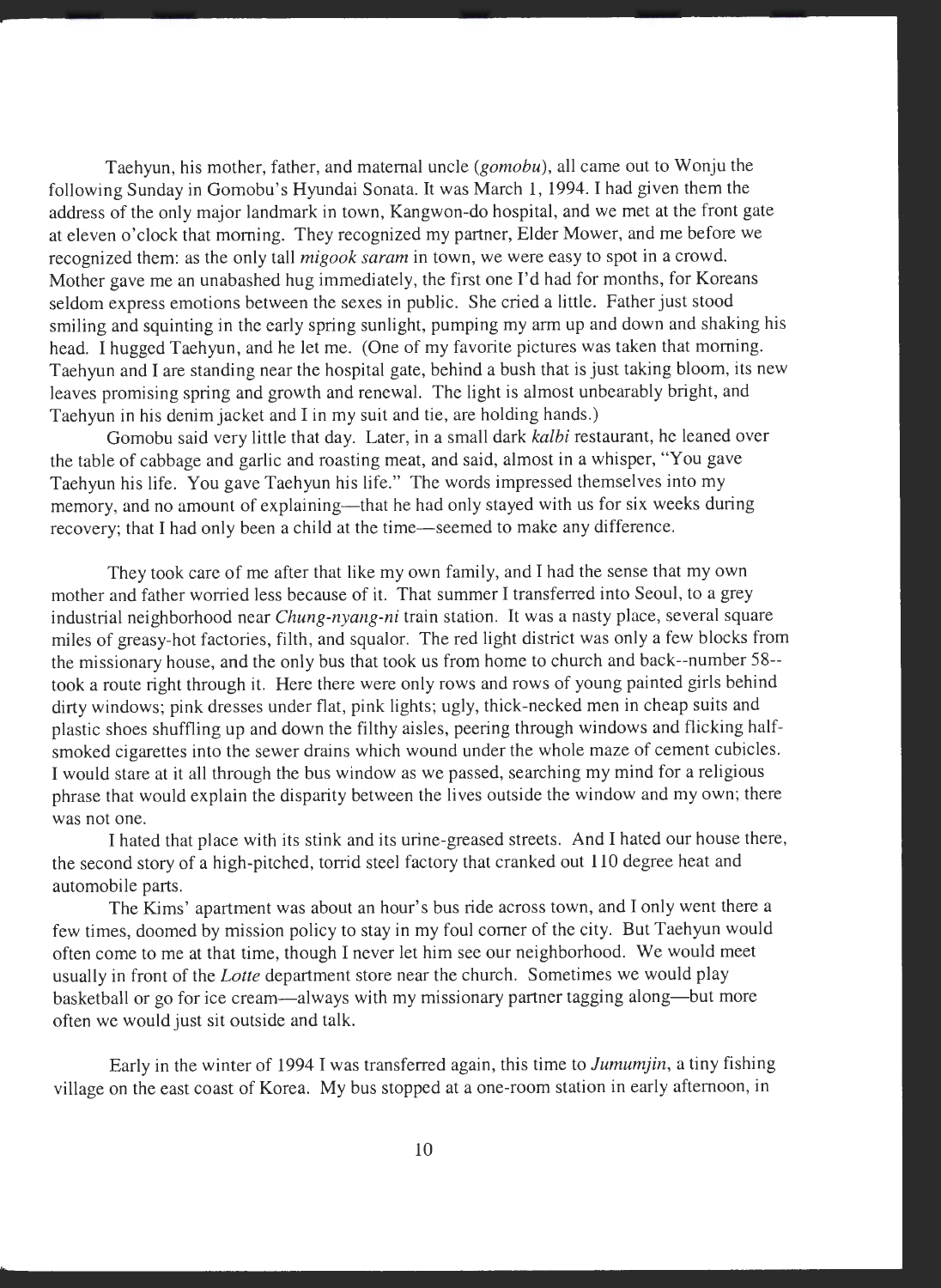Taehyun, his mother, father, and maternal uncle (*gomobu*), all came out to Wonju the following Sunday in Gomobu's Hyundai Sonata. It was March 1, 1994. I had given them the address of the only major landmark in town, Kangwon-do hospital, and we met at the front gate at eleven o'clock that morning. They recognized my partner, Elder Mower, and me before we recognized them: as the only tall *migook saram* in town, we were easy to spot in a crowd. Mother gave me an unabashed hug immediately, the first one I'd had for months, for Koreans seldom express emotions between the sexes in public. She cried a little. Father just stood smiling and squinting in the early spring sunlight, pumping my arm up and down and shaking his head. I hugged Taehyun, and he let me. (One of my favorite pictures was taken that morning. Taehyun and I are standing near the hospital gate, behind a bush that is just taking bloom, its new leaves promising spring and growth and renewal. The light is almost unbearably bright, and Taehyun in his denim jacket and I in my suit and tie, are holding hands.)

Gomobu said very little that day. Later, in a small dark *kalbi* restaurant, he leaned over the table of cabbage and garlic and roasting meat, and said, almost in a whisper, "You gave Taehyun his life. You gave Taehyun his life." The words impressed themselves into my memory, and no amount of explaining—that he had only stayed with us for six weeks during recovery; that I had only been a child at the time—seemed to make any difference.

They took care of me after that like my own family, and I had the sense that my own mother and father worried less because of it. That summer I transferred into Seoul, to a grey industrial neighborhood near *Chung-nyang-ni* train station. It was a nasty place, several square miles of greasy-hot factories, filth, and squalor. The red light district was only a few blocks from the missionary house, and the only bus that took us from home to church and back--number 58--took a route right through it. Here there were only rows and rows of young painted girls behind dirty windows; pink dresses under flat, pink lights; ugly, thick-necked men in cheap suits and plastic shoes shuffling up and down the filthy aisles, peering through windows and flicking half-smoked cigarettes into the sewer drains which wound under the whole maze of cement cubicles. I would stare at it all through the bus window as we passed, searching my mind for a religious phrase that would explain the disparity between the lives outside the window and my own; there was not one.

I hated that place with its stink and its urine-greased streets. And I hated our house there, the second story of a high-pitched, torrid steel factory that cranked out 110 degree heat and automobile parts.

The Kims' apartment was about an hour's bus ride across town, and I only went there a few times, doomed by mission policy to stay in my foul corner of the city. But Taehyun would often come to me at that time, though I never let him see our neighborhood. We would meet usually in front of the *Lotte* department store near the church. Sometimes we would play basketball or go for ice cream—always with my missionary partner tagging along—but more often we would just sit outside and talk.

Early in the winter of 1994 I was transferred again, this time to *Jumumjin*, a tiny fishing village on the east coast of Korea. My bus stopped at a one-room station in early afternoon, in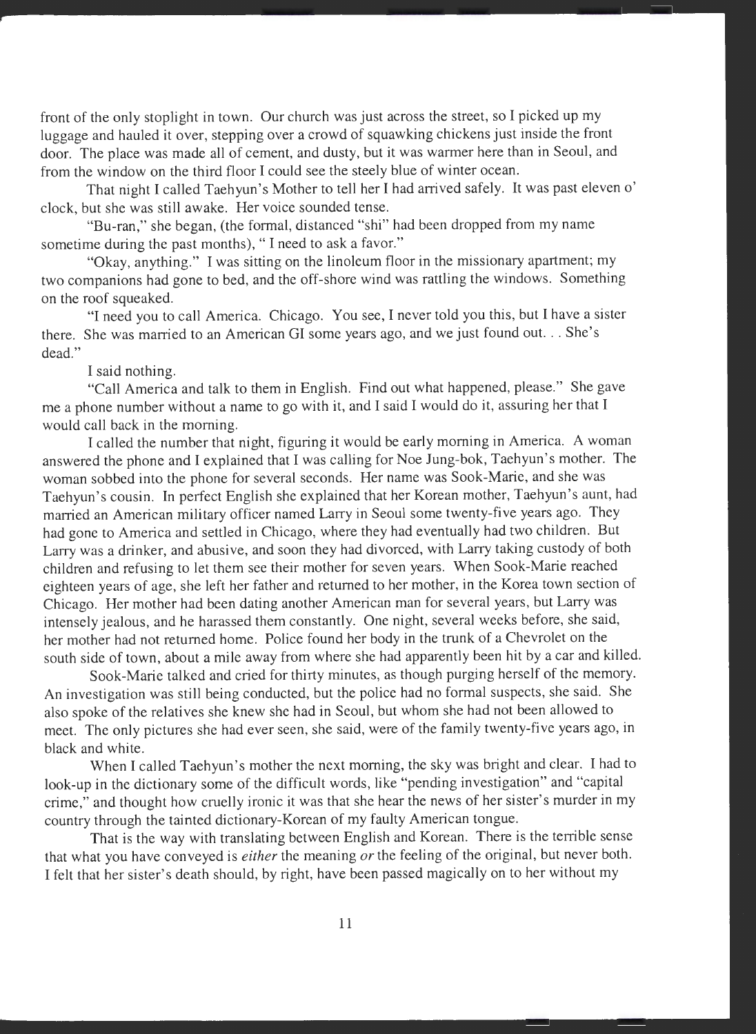front of the only stoplight in town. Our church was just across the street, so I picked up my luggage and hauled it over, stepping over a crowd of squawking chickens just inside the front door. The place was made all of cement, and dusty, but it was warmer here than in Seoul, and from the window on the third floor I could see the steely blue of winter ocean.

That night I called Taehyun's Mother to tell her I had arrived safely. It was past eleven o' clock, but she was still awake. Her voice sounded tense.

"Bu-ran," she began, (the formal, distanced "shi" had been dropped from my name sometime during the past months), " I need to ask a favor."

"Okay, anything." I was sitting on the linoleum floor in the missionary apartment; my two companions had gone to bed, and the off-shore wind was rattling the windows. Something on the roof squeaked.

"I need you to call America. Chicago. You see, I never told you this, but I have a sister there. She was married to an American GI some years ago, and we just found out. . . She's dead."

I said nothing.

"Call America and talk to them in English. Find out what happened, please." She gave me a phone number without a name to go with it, and I said I would do it, assuring her that I would call back in the morning.

I called the number that night, figuring it would be early morning in America. A woman answered the phone and I explained that I was calling for Noe Jung-bok, Taehyun's mother. The woman sobbed into the phone for several seconds. Her name was Sook-Marie, and she was Taehyun's cousin. In perfect English she explained that her Korean mother, Taehyun's aunt, had married an American military officer named Larry in Seoul some twenty-five years ago. They had gone to America and settled in Chicago, where they had eventually had two children. But Larry was a drinker, and abusive, and soon they had divorced, with Larry taking custody of both children and refusing to let them see their mother for seven years. When Sook-Marie reached eighteen years of age, she left her father and returned to her mother, in the Korea town section of Chicago. Her mother had been dating another American man for several years, but Larry was intensely jealous, and he harassed them constantly. One night, several weeks before, she said, her mother had not returned home. Police found her body in the trunk of a Chevrolet on the south side of town, about a mile away from where she had apparently been hit by a car and killed.

Sook-Marie talked and cried for thirty minutes, as though purging herself of the memory. An investigation was still being conducted, but the police had no formal suspects, she said. She also spoke of the relatives she knew she had in Seoul, but whom she had not been allowed to meet. The only pictures she had ever seen, she said, were of the family twenty-five years ago, in black and white.

When I called Taehyun's mother the next morning, the sky was bright and clear. I had to look-up in the dictionary some of the difficult words, like "pending investigation" and "capital crime," and thought how cruelly ironic it was that she hear the news of her sister's murder in my country through the tainted dictionary-Korean of my faulty American tongue.

That is the way with translating between English and Korean. There is the terrible sense that what you have conveyed is *either* the meaning *or* the feeling of the original, but never both. I felt that her sister's death should, by right, have been passed magically on to her without my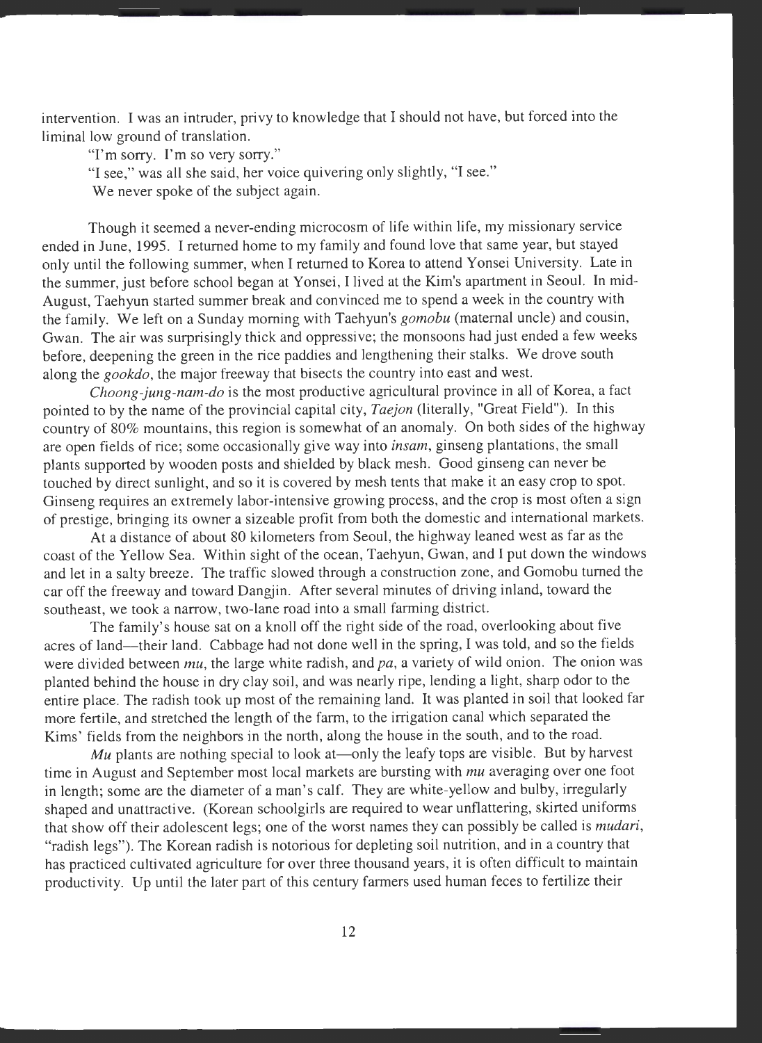intervention. I was an intruder, privy to knowledge that I should not have, but forced into the liminal low ground of translation.

"I'm sorry. I'm so very sorry."

"I see," was all she said, her voice quivering only slightly, "I see."

We never spoke of the subject again.

Though it seemed a never-ending microcosm of life within life, my missionary service ended in June, 1995. I returned home to my family and found love that same year, but stayed only until the following summer, when I returned to Korea to attend Yonsei University. Late in the summer, just before school began at Yonsei, I lived at the Kim's apartment in Seoul. In mid-August, Taehyun started summer break and convinced me to spend a week in the country with the family. We left on a Sunday morning with Taehyun's *gomobu* (maternal uncle) and cousin, Gwan. The air was surprisingly thick and oppressive; the monsoons had just ended a few weeks before, deepening the green in the rice paddies and lengthening their stalks. We drove south along the *gookdo*, the major freeway that bisects the country into east and west.

*Choong-jung-nam-do* is the most productive agricultural province in all of Korea, a fact pointed to by the name of the provincial capital city, *Taejon* (literally, "Great Field"). In this country of 80% mountains, this region is somewhat of an anomaly. On both sides of the highway are open fields of rice; some occasionally give way into *insam*, ginseng plantations, the small plants supported by wooden posts and shielded by black mesh. Good ginseng can never be touched by direct sunlight, and so it is covered by mesh tents that make it an easy crop to spot. Ginseng requires an extremely labor-intensive growing process, and the crop is most often a sign of prestige, bringing its owner a sizeable profit from both the domestic and international markets.

At a distance of about 80 kilometers from Seoul, the highway leaned west as far as the coast of the Yellow Sea. Within sight of the ocean, Taehyun, Gwan, and I put down the windows and let in a salty breeze. The traffic slowed through a construction zone, and Gomobu turned the car off the freeway and toward Dangjin. After several minutes of driving inland, toward the southeast, we took a narrow, two-lane road into a small farming district.

The family's house sat on a knoll off the right side of the road, overlooking about five acres of land—their land. Cabbage had not done well in the spring, I was told, and so the fields were divided between *mu*, the large white radish, and *pa*, a variety of wild onion. The onion was planted behind the house in dry clay soil, and was nearly ripe, lending a light, sharp odor to the entire place. The radish took up most of the remaining land. It was planted in soil that looked far more fertile, and stretched the length of the farm, to the irrigation canal which separated the Kims' fields from the neighbors in the north, along the house in the south, and to the road.

*Mu* plants are nothing special to look at—only the leafy tops are visible. But by harvest time in August and September most local markets are bursting with *mu* averaging over one foot in length; some are the diameter of a man's calf. They are white-yellow and bulby, irregularly shaped and unattractive. (Korean schoolgirls are required to wear unflattering, skirted uniforms that show off their adolescent legs; one of the worst names they can possibly be called is *mudari*, "radish legs"). The Korean radish is notorious for depleting soil nutrition, and in a country that has practiced cultivated agriculture for over three thousand years, it is often difficult to maintain productivity. Up until the later part of this century farmers used human feces to fertilize their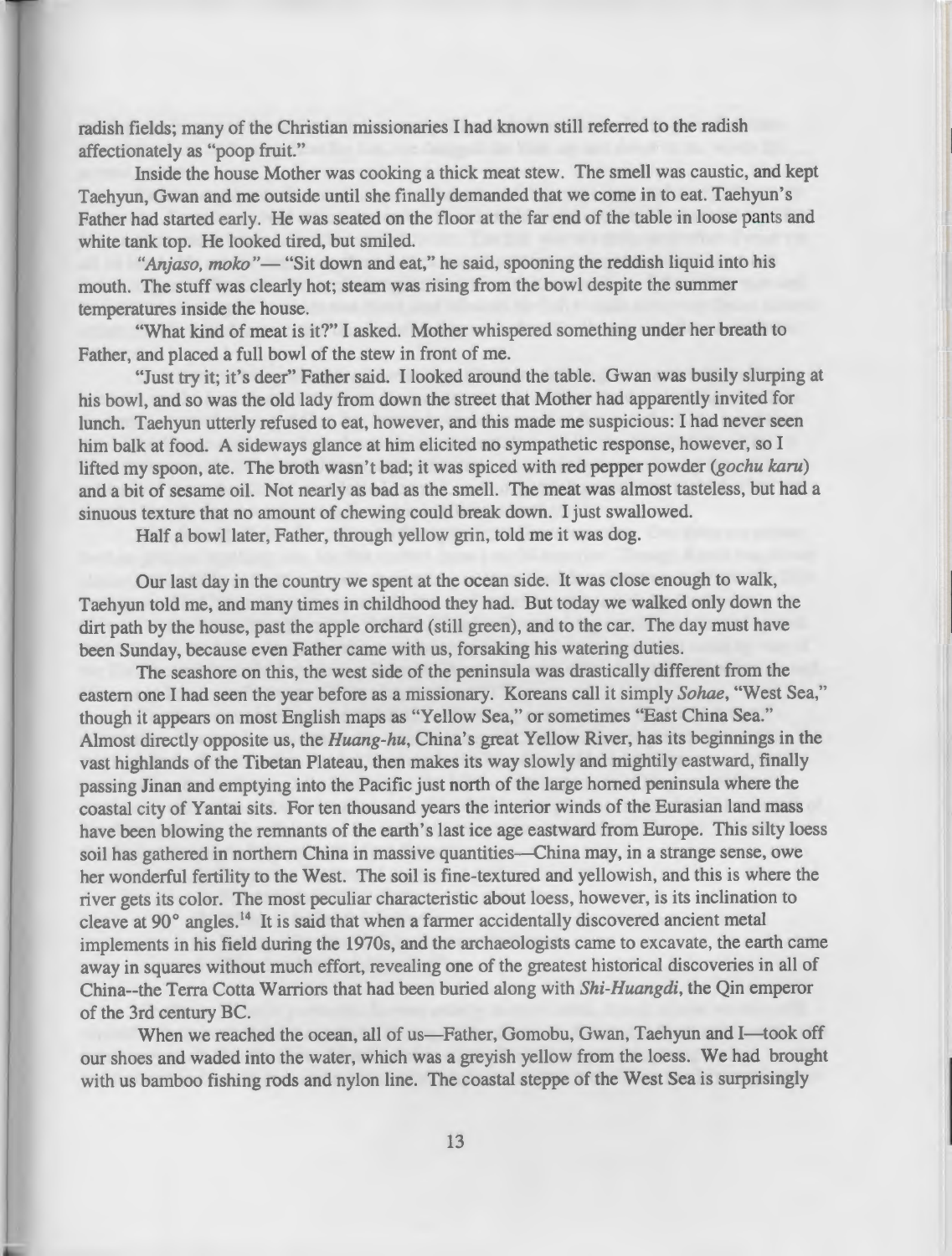radish fields; many of the Christian missionaries I had known still referred to the radish affectionately as "poop fruit."

Inside the house Mother was cooking a thick meat stew. The smell was caustic, and kept Taehyun, Gwan and me outside until she finally demanded that we come in to eat. Taehyun's Father had started early. He was seated on the floor at the far end of the table in loose pants and white tank top. He looked tired, but smiled.

*"Anjaso, moko"*— "Sit down and eat," he said, spooning the reddish liquid into his mouth. The stuff was clearly hot; steam was rising from the bowl despite the summer temperatures inside the house.

"What kind of meat is it?" I asked. Mother whispered something under her breath to Father, and placed a full bowl of the stew in front of me.

"Just try it; it's deer" Father said. I looked around the table. Gwan was busily slurping at his bowl, and so was the old lady from down the street that Mother had apparently invited for lunch. Taehyun utterly refused to eat, however, and this made me suspicious: I had never seen him balk at food. A sideways glance at him elicited no sympathetic response, however, so I lifted my spoon, ate. The broth wasn't bad; it was spiced with red pepper powder (*gochu karu*) and a bit of sesame oil. Not nearly as bad as the smell. The meat was almost tasteless, but had a sinuous texture that no amount of chewing could break down. I just swallowed.

Half a bowl later, Father, through yellow grin, told me it was dog.

Our last day in the country we spent at the ocean side. It was close enough to walk, Taehyun told me, and many times in childhood they had. But today we walked only down the dirt path by the house, past the apple orchard (still green), and to the car. The day must have been Sunday, because even Father came with us, forsaking his watering duties.

The seashore on this, the west side of the peninsula was drastically different from the eastern one I had seen the year before as a missionary. Koreans call it simply *Sohae*, "West Sea," though it appears on most English maps as "Yellow Sea," or sometimes "East China Sea." Almost directly opposite us, the *Huang-hu*, China's great Yellow River, has its beginnings in the vast highlands of the Tibetan Plateau, then makes its way slowly and mightily eastward, finally passing Jinan and emptying into the Pacific just north of the large horned peninsula where the coastal city of Yantai sits. For ten thousand years the interior winds of the Eurasian land mass have been blowing the remnants of the earth's last ice age eastward from Europe. This silty loess soil has gathered in northern China in massive quantities—China may, in a strange sense, owe her wonderful fertility to the West. The soil is fine-textured and yellowish, and this is where the river gets its color. The most peculiar characteristic about loess, however, is its inclination to cleave at 90° angles.[14] It is said that when a farmer accidentally discovered ancient metal implements in his field during the 1970s, and the archaeologists came to excavate, the earth came away in squares without much effort, revealing one of the greatest historical discoveries in all of China--the Terra Cotta Warriors that had been buried along with *Shi-Huangdi*, the Qin emperor of the 3rd century BC.

When we reached the ocean, all of us—Father, Gomobu, Gwan, Taehyun and I—took off our shoes and waded into the water, which was a greyish yellow from the loess. We had brought with us bamboo fishing rods and nylon line. The coastal steppe of the West Sea is surprisingly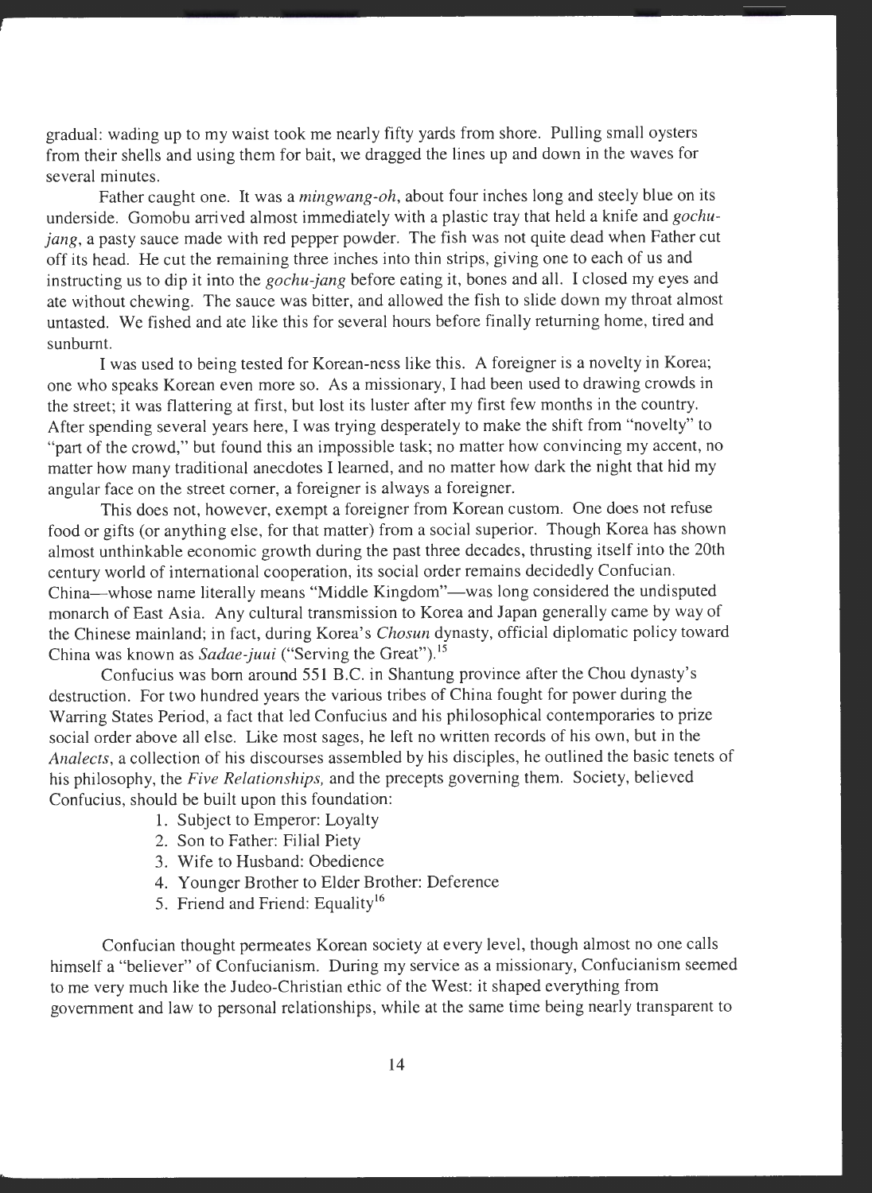gradual: wading up to my waist took me nearly fifty yards from shore. Pulling small oysters from their shells and using them for bait, we dragged the lines up and down in the waves for several minutes.

Father caught one. It was a *mingwang-oh*, about four inches long and steely blue on its underside. Gomobu arrived almost immediately with a plastic tray that held a knife and *gochu-jang*, a pasty sauce made with red pepper powder. The fish was not quite dead when Father cut off its head. He cut the remaining three inches into thin strips, giving one to each of us and instructing us to dip it into the *gochu-jang* before eating it, bones and all. I closed my eyes and ate without chewing. The sauce was bitter, and allowed the fish to slide down my throat almost untasted. We fished and ate like this for several hours before finally returning home, tired and sunburnt.

I was used to being tested for Korean-ness like this. A foreigner is a novelty in Korea; one who speaks Korean even more so. As a missionary, I had been used to drawing crowds in the street; it was flattering at first, but lost its luster after my first few months in the country. After spending several years here, I was trying desperately to make the shift from "novelty" to "part of the crowd," but found this an impossible task; no matter how convincing my accent, no matter how many traditional anecdotes I learned, and no matter how dark the night that hid my angular face on the street corner, a foreigner is always a foreigner.

This does not, however, exempt a foreigner from Korean custom. One does not refuse food or gifts (or anything else, for that matter) from a social superior. Though Korea has shown almost unthinkable economic growth during the past three decades, thrusting itself into the 20th century world of international cooperation, its social order remains decidedly Confucian. China—whose name literally means "Middle Kingdom"—was long considered the undisputed monarch of East Asia. Any cultural transmission to Korea and Japan generally came by way of the Chinese mainland; in fact, during Korea's *Chosun* dynasty, official diplomatic policy toward China was known as *Sadae-juui* ("Serving the Great").[15]

Confucius was born around 551 B.C. in Shantung province after the Chou dynasty's destruction. For two hundred years the various tribes of China fought for power during the Warring States Period, a fact that led Confucius and his philosophical contemporaries to prize social order above all else. Like most sages, he left no written records of his own, but in the *Analects*, a collection of his discourses assembled by his disciples, he outlined the basic tenets of his philosophy, the *Five Relationships,* and the precepts governing them. Society, believed Confucius, should be built upon this foundation:

1. Subject to Emperor: Loyalty
2. Son to Father: Filial Piety
3. Wife to Husband: Obedience
4. Younger Brother to Elder Brother: Deference
5. Friend and Friend: Equality[16]

Confucian thought permeates Korean society at every level, though almost no one calls himself a "believer" of Confucianism. During my service as a missionary, Confucianism seemed to me very much like the Judeo-Christian ethic of the West: it shaped everything from government and law to personal relationships, while at the same time being nearly transparent to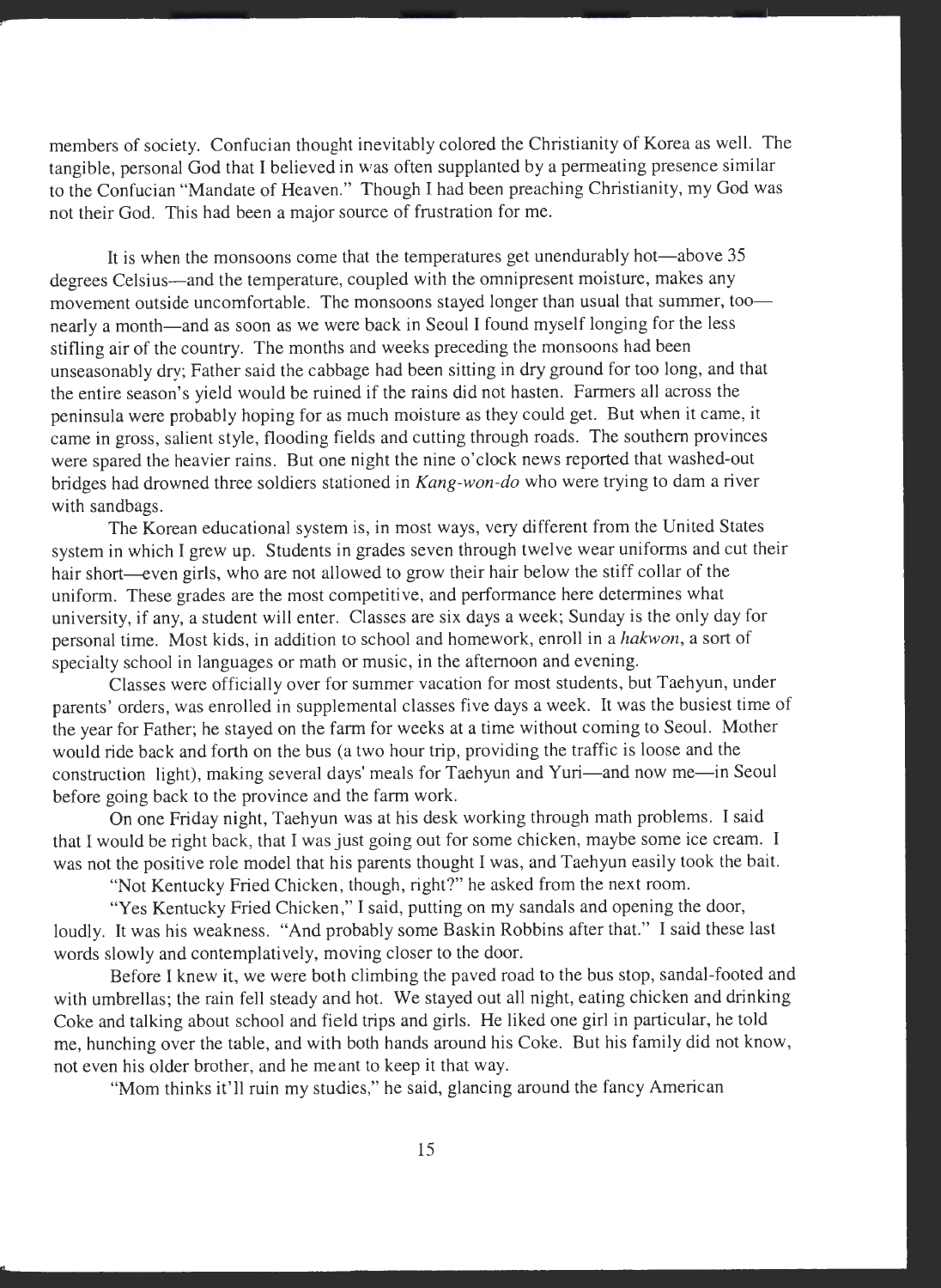members of society. Confucian thought inevitably colored the Christianity of Korea as well. The tangible, personal God that I believed in was often supplanted by a permeating presence similar to the Confucian "Mandate of Heaven." Though I had been preaching Christianity, my God was not their God. This had been a major source of frustration for me.

It is when the monsoons come that the temperatures get unendurably hot—above 35 degrees Celsius—and the temperature, coupled with the omnipresent moisture, makes any movement outside uncomfortable. The monsoons stayed longer than usual that summer, too—nearly a month—and as soon as we were back in Seoul I found myself longing for the less stifling air of the country. The months and weeks preceding the monsoons had been unseasonably dry; Father said the cabbage had been sitting in dry ground for too long, and that the entire season's yield would be ruined if the rains did not hasten. Farmers all across the peninsula were probably hoping for as much moisture as they could get. But when it came, it came in gross, salient style, flooding fields and cutting through roads. The southern provinces were spared the heavier rains. But one night the nine o'clock news reported that washed-out bridges had drowned three soldiers stationed in *Kang-won-do* who were trying to dam a river with sandbags.

The Korean educational system is, in most ways, very different from the United States system in which I grew up. Students in grades seven through twelve wear uniforms and cut their hair short—even girls, who are not allowed to grow their hair below the stiff collar of the uniform. These grades are the most competitive, and performance here determines what university, if any, a student will enter. Classes are six days a week; Sunday is the only day for personal time. Most kids, in addition to school and homework, enroll in a *hakwon*, a sort of specialty school in languages or math or music, in the afternoon and evening.

Classes were officially over for summer vacation for most students, but Taehyun, under parents' orders, was enrolled in supplemental classes five days a week. It was the busiest time of the year for Father; he stayed on the farm for weeks at a time without coming to Seoul. Mother would ride back and forth on the bus (a two hour trip, providing the traffic is loose and the construction light), making several days' meals for Taehyun and Yuri—and now me—in Seoul before going back to the province and the farm work.

On one Friday night, Taehyun was at his desk working through math problems. I said that I would be right back, that I was just going out for some chicken, maybe some ice cream. I was not the positive role model that his parents thought I was, and Taehyun easily took the bait.

"Not Kentucky Fried Chicken, though, right?" he asked from the next room.

"Yes Kentucky Fried Chicken," I said, putting on my sandals and opening the door, loudly. It was his weakness. "And probably some Baskin Robbins after that." I said these last words slowly and contemplatively, moving closer to the door.

Before I knew it, we were both climbing the paved road to the bus stop, sandal-footed and with umbrellas; the rain fell steady and hot. We stayed out all night, eating chicken and drinking Coke and talking about school and field trips and girls. He liked one girl in particular, he told me, hunching over the table, and with both hands around his Coke. But his family did not know, not even his older brother, and he meant to keep it that way.

"Mom thinks it'll ruin my studies," he said, glancing around the fancy American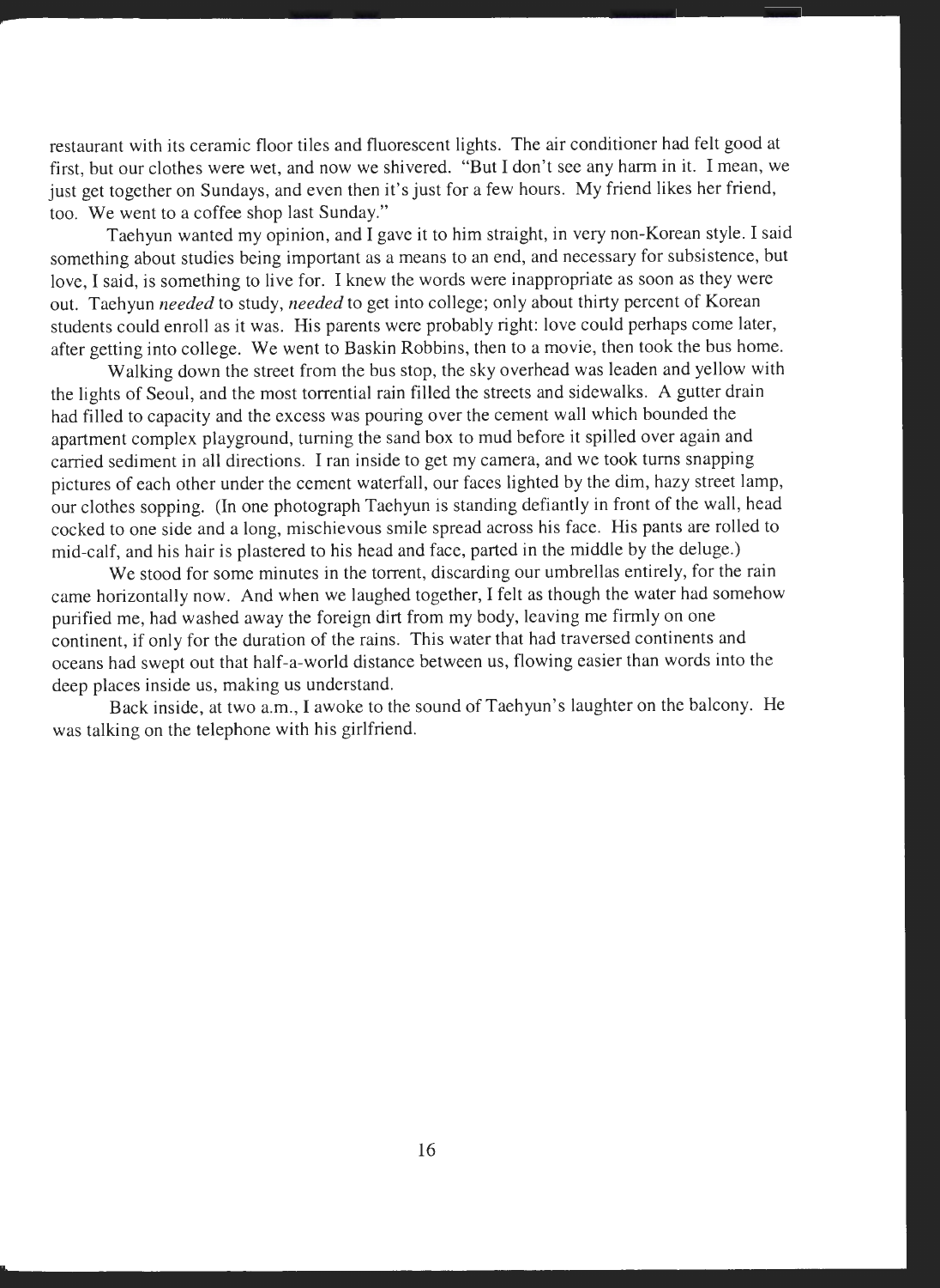restaurant with its ceramic floor tiles and fluorescent lights. The air conditioner had felt good at first, but our clothes were wet, and now we shivered. "But I don't see any harm in it. I mean, we just get together on Sundays, and even then it's just for a few hours. My friend likes her friend, too. We went to a coffee shop last Sunday."

Taehyun wanted my opinion, and I gave it to him straight, in very non-Korean style. I said something about studies being important as a means to an end, and necessary for subsistence, but love, I said, is something to live for. I knew the words were inappropriate as soon as they were out. Taehyun *needed* to study, *needed* to get into college; only about thirty percent of Korean students could enroll as it was. His parents were probably right: love could perhaps come later, after getting into college. We went to Baskin Robbins, then to a movie, then took the bus home.

Walking down the street from the bus stop, the sky overhead was leaden and yellow with the lights of Seoul, and the most torrential rain filled the streets and sidewalks. A gutter drain had filled to capacity and the excess was pouring over the cement wall which bounded the apartment complex playground, turning the sand box to mud before it spilled over again and carried sediment in all directions. I ran inside to get my camera, and we took turns snapping pictures of each other under the cement waterfall, our faces lighted by the dim, hazy street lamp, our clothes sopping. (In one photograph Taehyun is standing defiantly in front of the wall, head cocked to one side and a long, mischievous smile spread across his face. His pants are rolled to mid-calf, and his hair is plastered to his head and face, parted in the middle by the deluge.)

We stood for some minutes in the torrent, discarding our umbrellas entirely, for the rain came horizontally now. And when we laughed together, I felt as though the water had somehow purified me, had washed away the foreign dirt from my body, leaving me firmly on one continent, if only for the duration of the rains. This water that had traversed continents and oceans had swept out that half-a-world distance between us, flowing easier than words into the deep places inside us, making us understand.

Back inside, at two a.m., I awoke to the sound of Taehyun's laughter on the balcony. He was talking on the telephone with his girlfriend.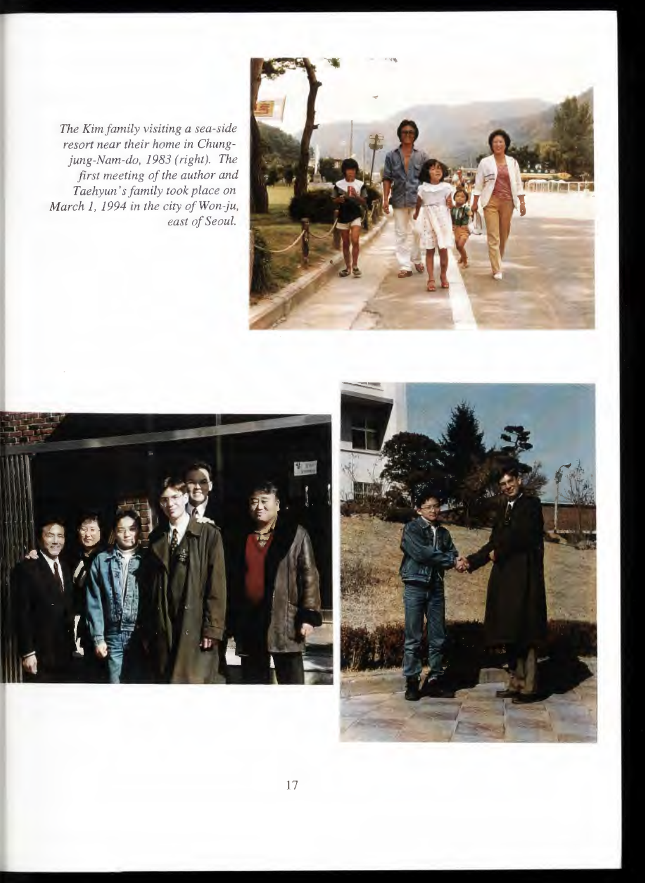*The Kim family visiting a sea-side resort near their home in Chung-jung-Nam-do, 1983 (right). The first meeting of the author and Taehyun's family took place on March 1, 1994 in the city of Won-ju, east of Seoul.*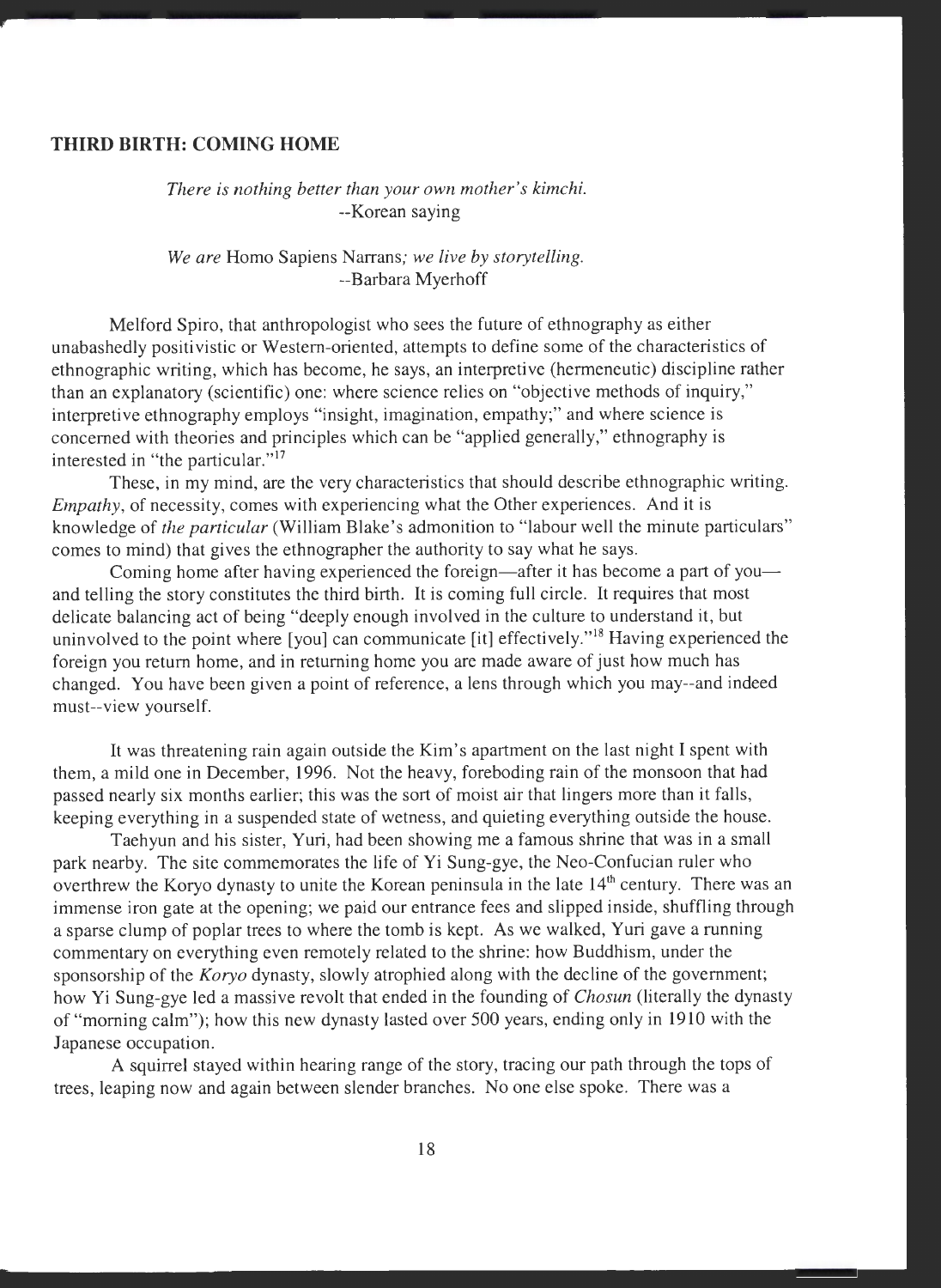## THIRD BIRTH: COMING HOME

*There is nothing better than your own mother's kimchi.*
--Korean saying

*We are* Homo Sapiens Narrans*; we live by storytelling.*
--Barbara Myerhoff

Melford Spiro, that anthropologist who sees the future of ethnography as either unabashedly positivistic or Western-oriented, attempts to define some of the characteristics of ethnographic writing, which has become, he says, an interpretive (hermeneutic) discipline rather than an explanatory (scientific) one: where science relies on "objective methods of inquiry," interpretive ethnography employs "insight, imagination, empathy;" and where science is concerned with theories and principles which can be "applied generally," ethnography is interested in "the particular."[17]

These, in my mind, are the very characteristics that should describe ethnographic writing. *Empathy*, of necessity, comes with experiencing what the Other experiences. And it is knowledge of *the particular* (William Blake's admonition to "labour well the minute particulars" comes to mind) that gives the ethnographer the authority to say what he says.

Coming home after having experienced the foreign—after it has become a part of you—and telling the story constitutes the third birth. It is coming full circle. It requires that most delicate balancing act of being "deeply enough involved in the culture to understand it, but uninvolved to the point where [you] can communicate [it] effectively."[18] Having experienced the foreign you return home, and in returning home you are made aware of just how much has changed. You have been given a point of reference, a lens through which you may--and indeed must--view yourself.

It was threatening rain again outside the Kim's apartment on the last night I spent with them, a mild one in December, 1996. Not the heavy, foreboding rain of the monsoon that had passed nearly six months earlier; this was the sort of moist air that lingers more than it falls, keeping everything in a suspended state of wetness, and quieting everything outside the house.

Taehyun and his sister, Yuri, had been showing me a famous shrine that was in a small park nearby. The site commemorates the life of Yi Sung-gye, the Neo-Confucian ruler who overthrew the Koryo dynasty to unite the Korean peninsula in the late 14th century. There was an immense iron gate at the opening; we paid our entrance fees and slipped inside, shuffling through a sparse clump of poplar trees to where the tomb is kept. As we walked, Yuri gave a running commentary on everything even remotely related to the shrine: how Buddhism, under the sponsorship of the *Koryo* dynasty, slowly atrophied along with the decline of the government; how Yi Sung-gye led a massive revolt that ended in the founding of *Chosun* (literally the dynasty of "morning calm"); how this new dynasty lasted over 500 years, ending only in 1910 with the Japanese occupation.

A squirrel stayed within hearing range of the story, tracing our path through the tops of trees, leaping now and again between slender branches. No one else spoke. There was a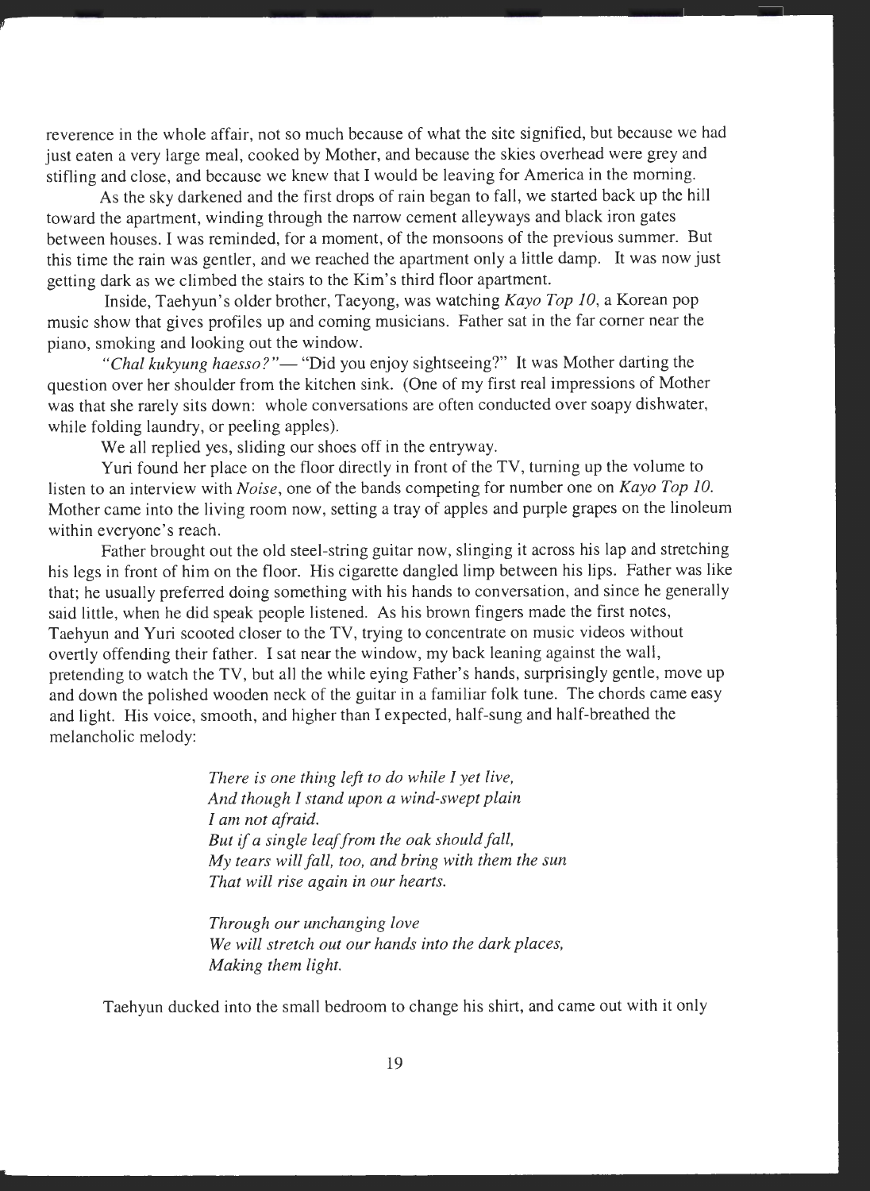reverence in the whole affair, not so much because of what the site signified, but because we had just eaten a very large meal, cooked by Mother, and because the skies overhead were grey and stifling and close, and because we knew that I would be leaving for America in the morning.

As the sky darkened and the first drops of rain began to fall, we started back up the hill toward the apartment, winding through the narrow cement alleyways and black iron gates between houses. I was reminded, for a moment, of the monsoons of the previous summer. But this time the rain was gentler, and we reached the apartment only a little damp. It was now just getting dark as we climbed the stairs to the Kim's third floor apartment.

Inside, Taehyun's older brother, Taeyong, was watching *Kayo Top 10*, a Korean pop music show that gives profiles up and coming musicians. Father sat in the far corner near the piano, smoking and looking out the window.

*"Chal kukyung haesso?"*— "Did you enjoy sightseeing?" It was Mother darting the question over her shoulder from the kitchen sink. (One of my first real impressions of Mother was that she rarely sits down: whole conversations are often conducted over soapy dishwater, while folding laundry, or peeling apples).

We all replied yes, sliding our shoes off in the entryway.

Yuri found her place on the floor directly in front of the TV, turning up the volume to listen to an interview with *Noise*, one of the bands competing for number one on *Kayo Top 10*. Mother came into the living room now, setting a tray of apples and purple grapes on the linoleum within everyone's reach.

Father brought out the old steel-string guitar now, slinging it across his lap and stretching his legs in front of him on the floor. His cigarette dangled limp between his lips. Father was like that; he usually preferred doing something with his hands to conversation, and since he generally said little, when he did speak people listened. As his brown fingers made the first notes, Taehyun and Yuri scooted closer to the TV, trying to concentrate on music videos without overtly offending their father. I sat near the window, my back leaning against the wall, pretending to watch the TV, but all the while eying Father's hands, surprisingly gentle, move up and down the polished wooden neck of the guitar in a familiar folk tune. The chords came easy and light. His voice, smooth, and higher than I expected, half-sung and half-breathed the melancholic melody:

> *There is one thing left to do while I yet live,*
> *And though I stand upon a wind-swept plain*
> *I am not afraid.*
> *But if a single leaf from the oak should fall,*
> *My tears will fall, too, and bring with them the sun*
> *That will rise again in our hearts.*
>
> *Through our unchanging love*
> *We will stretch out our hands into the dark places,*
> *Making them light.*

Taehyun ducked into the small bedroom to change his shirt, and came out with it only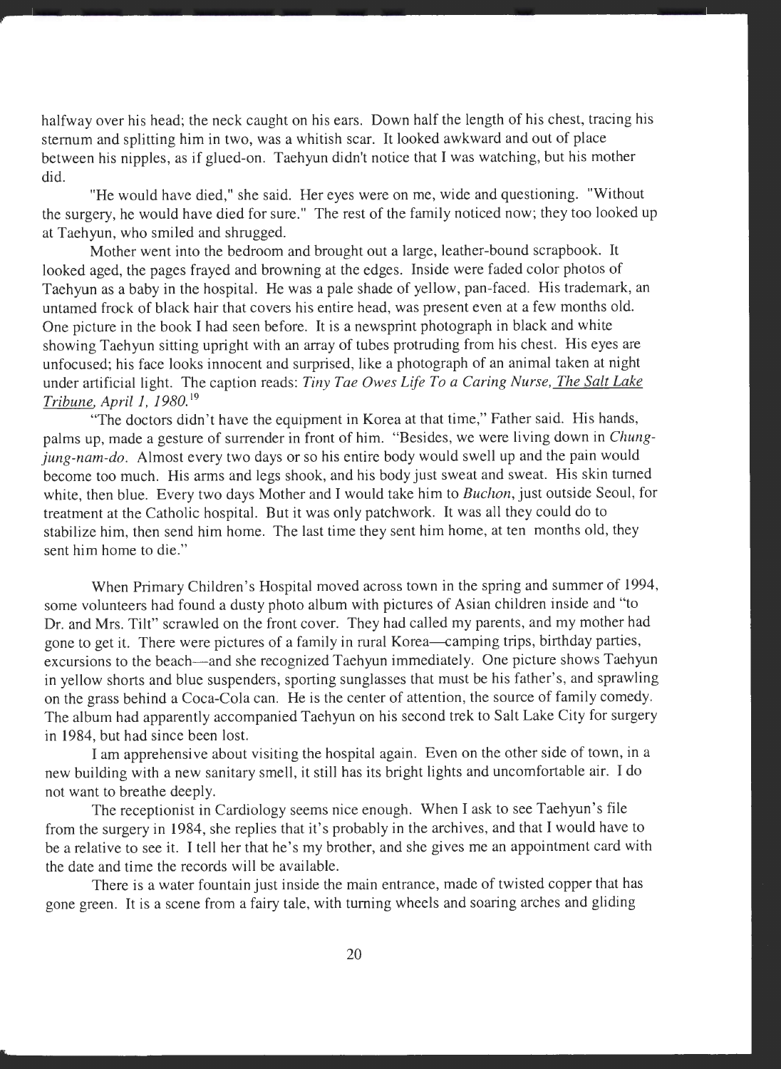halfway over his head; the neck caught on his ears. Down half the length of his chest, tracing his sternum and splitting him in two, was a whitish scar. It looked awkward and out of place between his nipples, as if glued-on. Taehyun didn't notice that I was watching, but his mother did.

"He would have died," she said. Her eyes were on me, wide and questioning. "Without the surgery, he would have died for sure." The rest of the family noticed now; they too looked up at Taehyun, who smiled and shrugged.

Mother went into the bedroom and brought out a large, leather-bound scrapbook. It looked aged, the pages frayed and browning at the edges. Inside were faded color photos of Taehyun as a baby in the hospital. He was a pale shade of yellow, pan-faced. His trademark, an untamed frock of black hair that covers his entire head, was present even at a few months old. One picture in the book I had seen before. It is a newsprint photograph in black and white showing Taehyun sitting upright with an array of tubes protruding from his chest. His eyes are unfocused; his face looks innocent and surprised, like a photograph of an animal taken at night under artificial light. The caption reads: *Tiny Tae Owes Life To a Caring Nurse, The Salt Lake Tribune, April 1, 1980.*[19]

"The doctors didn't have the equipment in Korea at that time," Father said. His hands, palms up, made a gesture of surrender in front of him. "Besides, we were living down in *Chung-jung-nam-do*. Almost every two days or so his entire body would swell up and the pain would become too much. His arms and legs shook, and his body just sweat and sweat. His skin turned white, then blue. Every two days Mother and I would take him to *Buchon*, just outside Seoul, for treatment at the Catholic hospital. But it was only patchwork. It was all they could do to stabilize him, then send him home. The last time they sent him home, at ten months old, they sent him home to die."

When Primary Children's Hospital moved across town in the spring and summer of 1994, some volunteers had found a dusty photo album with pictures of Asian children inside and "to Dr. and Mrs. Tilt" scrawled on the front cover. They had called my parents, and my mother had gone to get it. There were pictures of a family in rural Korea—camping trips, birthday parties, excursions to the beach—and she recognized Taehyun immediately. One picture shows Taehyun in yellow shorts and blue suspenders, sporting sunglasses that must be his father's, and sprawling on the grass behind a Coca-Cola can. He is the center of attention, the source of family comedy. The album had apparently accompanied Taehyun on his second trek to Salt Lake City for surgery in 1984, but had since been lost.

I am apprehensive about visiting the hospital again. Even on the other side of town, in a new building with a new sanitary smell, it still has its bright lights and uncomfortable air. I do not want to breathe deeply.

The receptionist in Cardiology seems nice enough. When I ask to see Taehyun's file from the surgery in 1984, she replies that it's probably in the archives, and that I would have to be a relative to see it. I tell her that he's my brother, and she gives me an appointment card with the date and time the records will be available.

There is a water fountain just inside the main entrance, made of twisted copper that has gone green. It is a scene from a fairy tale, with turning wheels and soaring arches and gliding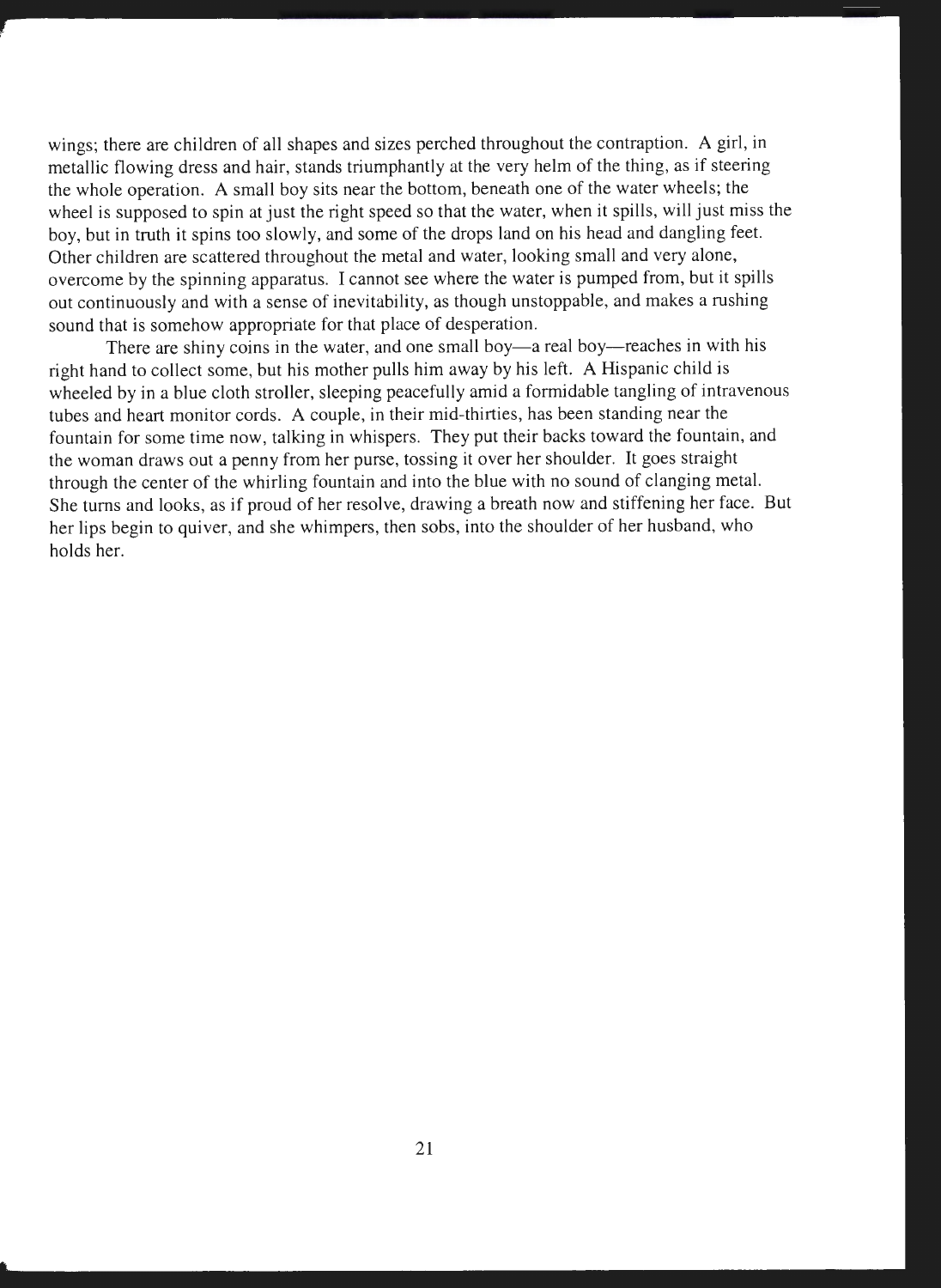wings; there are children of all shapes and sizes perched throughout the contraption. A girl, in metallic flowing dress and hair, stands triumphantly at the very helm of the thing, as if steering the whole operation. A small boy sits near the bottom, beneath one of the water wheels; the wheel is supposed to spin at just the right speed so that the water, when it spills, will just miss the boy, but in truth it spins too slowly, and some of the drops land on his head and dangling feet. Other children are scattered throughout the metal and water, looking small and very alone, overcome by the spinning apparatus. I cannot see where the water is pumped from, but it spills out continuously and with a sense of inevitability, as though unstoppable, and makes a rushing sound that is somehow appropriate for that place of desperation.

There are shiny coins in the water, and one small boy—a real boy—reaches in with his right hand to collect some, but his mother pulls him away by his left. A Hispanic child is wheeled by in a blue cloth stroller, sleeping peacefully amid a formidable tangling of intravenous tubes and heart monitor cords. A couple, in their mid-thirties, has been standing near the fountain for some time now, talking in whispers. They put their backs toward the fountain, and the woman draws out a penny from her purse, tossing it over her shoulder. It goes straight through the center of the whirling fountain and into the blue with no sound of clanging metal. She turns and looks, as if proud of her resolve, drawing a breath now and stiffening her face. But her lips begin to quiver, and she whimpers, then sobs, into the shoulder of her husband, who holds her.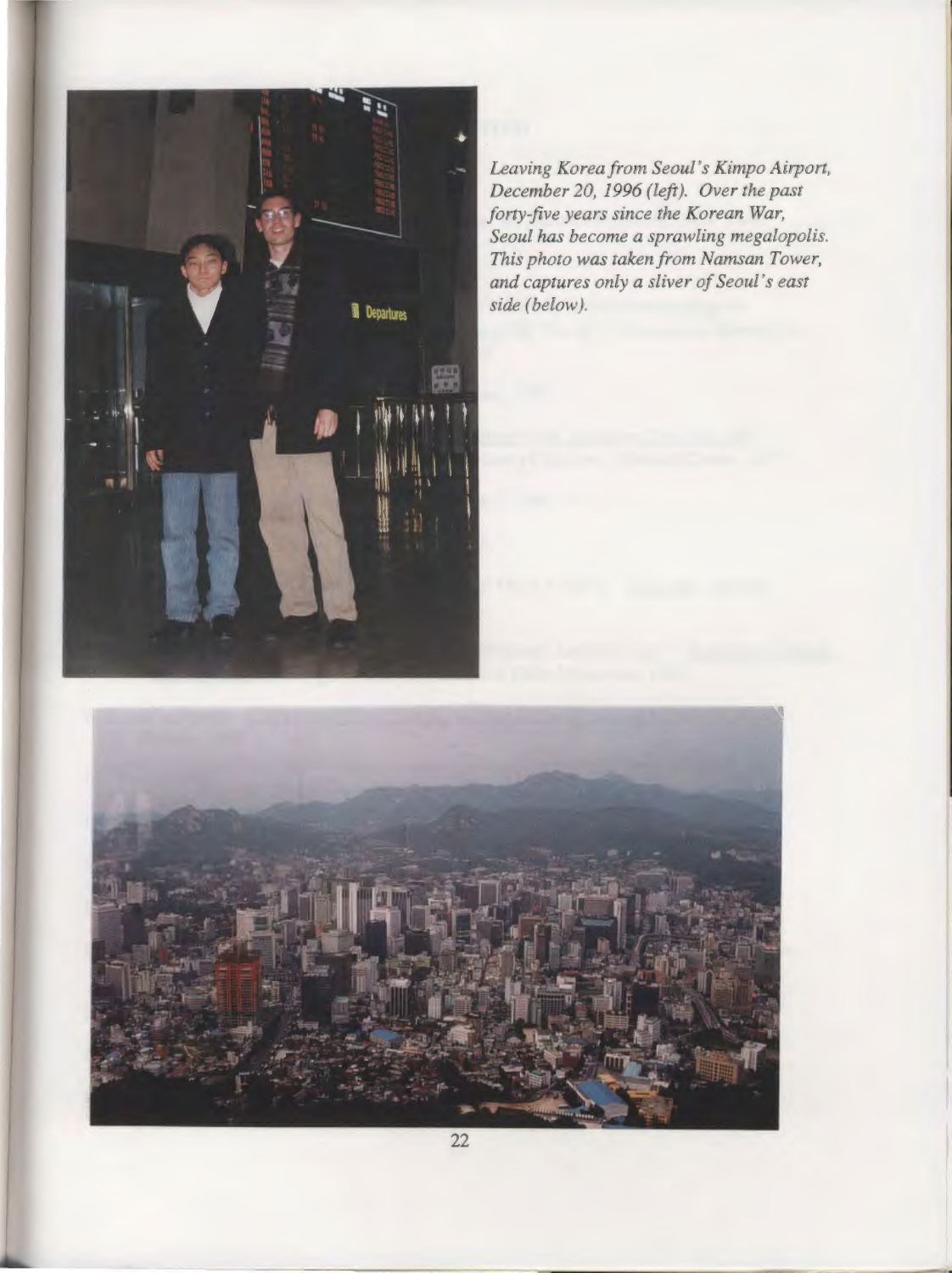*Leaving Korea from Seoul's Kimpo Airport, December 20, 1996 (left). Over the past forty-five years since the Korean War, Seoul has become a sprawling megalopolis. This photo was taken from Namsan Tower, and captures only a sliver of Seoul's east side (below).*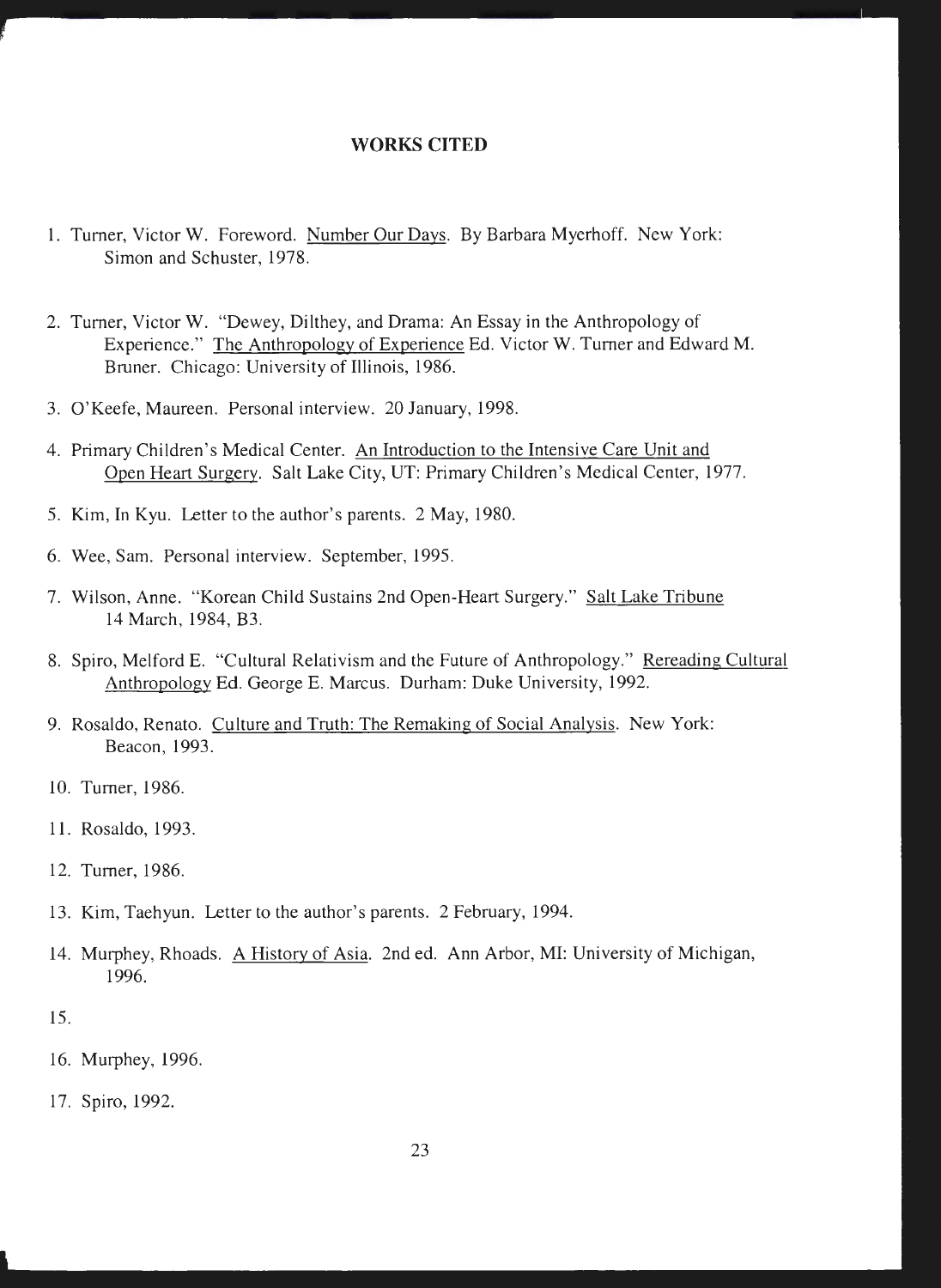## WORKS CITED

1. Turner, Victor W. Foreword. Number Our Days. By Barbara Myerhoff. New York: Simon and Schuster, 1978.

2. Turner, Victor W. "Dewey, Dilthey, and Drama: An Essay in the Anthropology of Experience." The Anthropology of Experience Ed. Victor W. Turner and Edward M. Bruner. Chicago: University of Illinois, 1986.

3. O'Keefe, Maureen. Personal interview. 20 January, 1998.

4. Primary Children's Medical Center. An Introduction to the Intensive Care Unit and Open Heart Surgery. Salt Lake City, UT: Primary Children's Medical Center, 1977.

5. Kim, In Kyu. Letter to the author's parents. 2 May, 1980.

6. Wee, Sam. Personal interview. September, 1995.

7. Wilson, Anne. "Korean Child Sustains 2nd Open-Heart Surgery." Salt Lake Tribune 14 March, 1984, B3.

8. Spiro, Melford E. "Cultural Relativism and the Future of Anthropology." Rereading Cultural Anthropology Ed. George E. Marcus. Durham: Duke University, 1992.

9. Rosaldo, Renato. Culture and Truth: The Remaking of Social Analysis. New York: Beacon, 1993.

10. Turner, 1986.

11. Rosaldo, 1993.

12. Turner, 1986.

13. Kim, Taehyun. Letter to the author's parents. 2 February, 1994.

14. Murphey, Rhoads. A History of Asia. 2nd ed. Ann Arbor, MI: University of Michigan, 1996.

15. 

16. Murphey, 1996.

17. Spiro, 1992.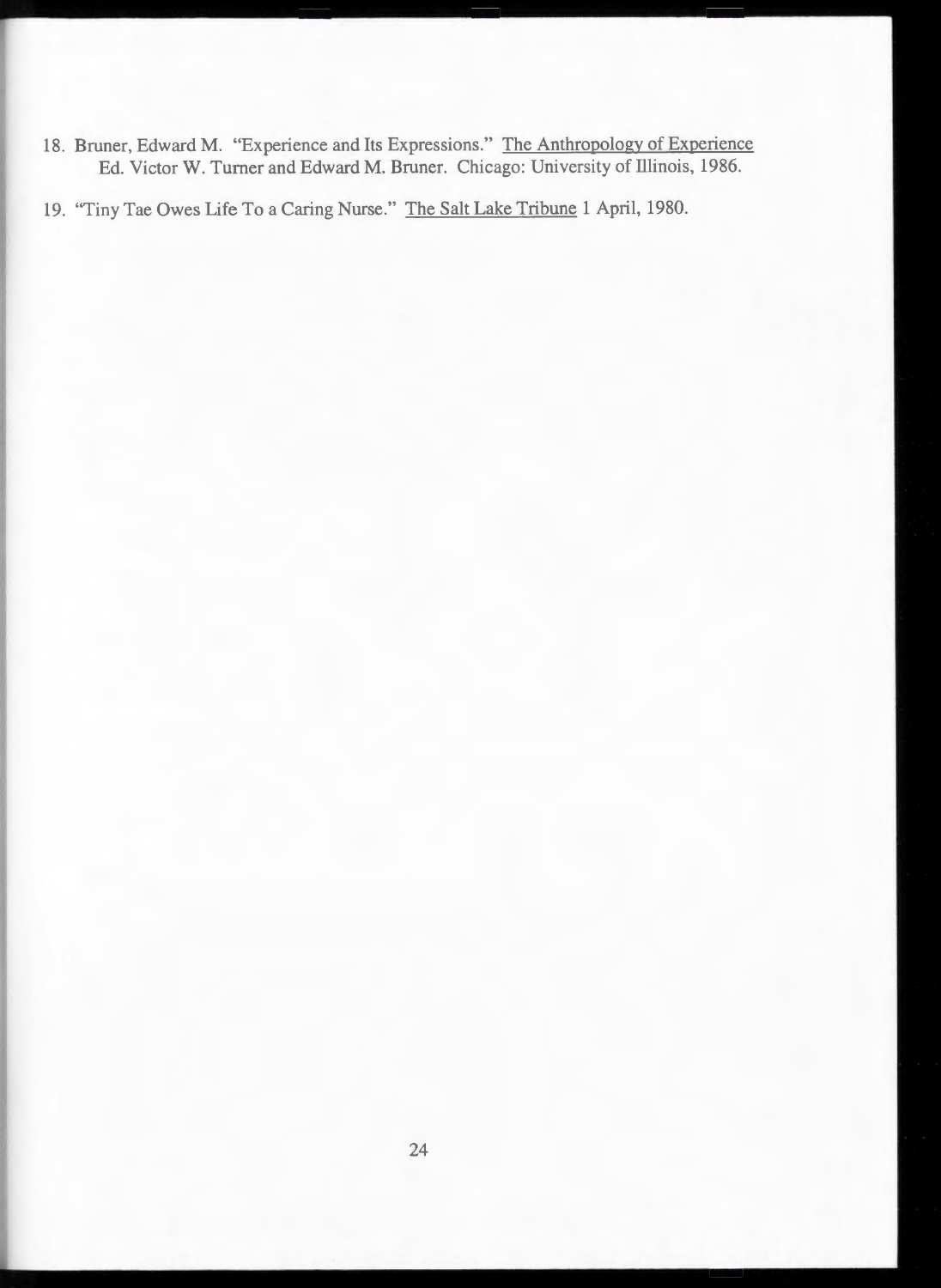18. Bruner, Edward M. "Experience and Its Expressions." The Anthropology of Experience Ed. Victor W. Turner and Edward M. Bruner. Chicago: University of Illinois, 1986.

19. "Tiny Tae Owes Life To a Caring Nurse." The Salt Lake Tribune 1 April, 1980.